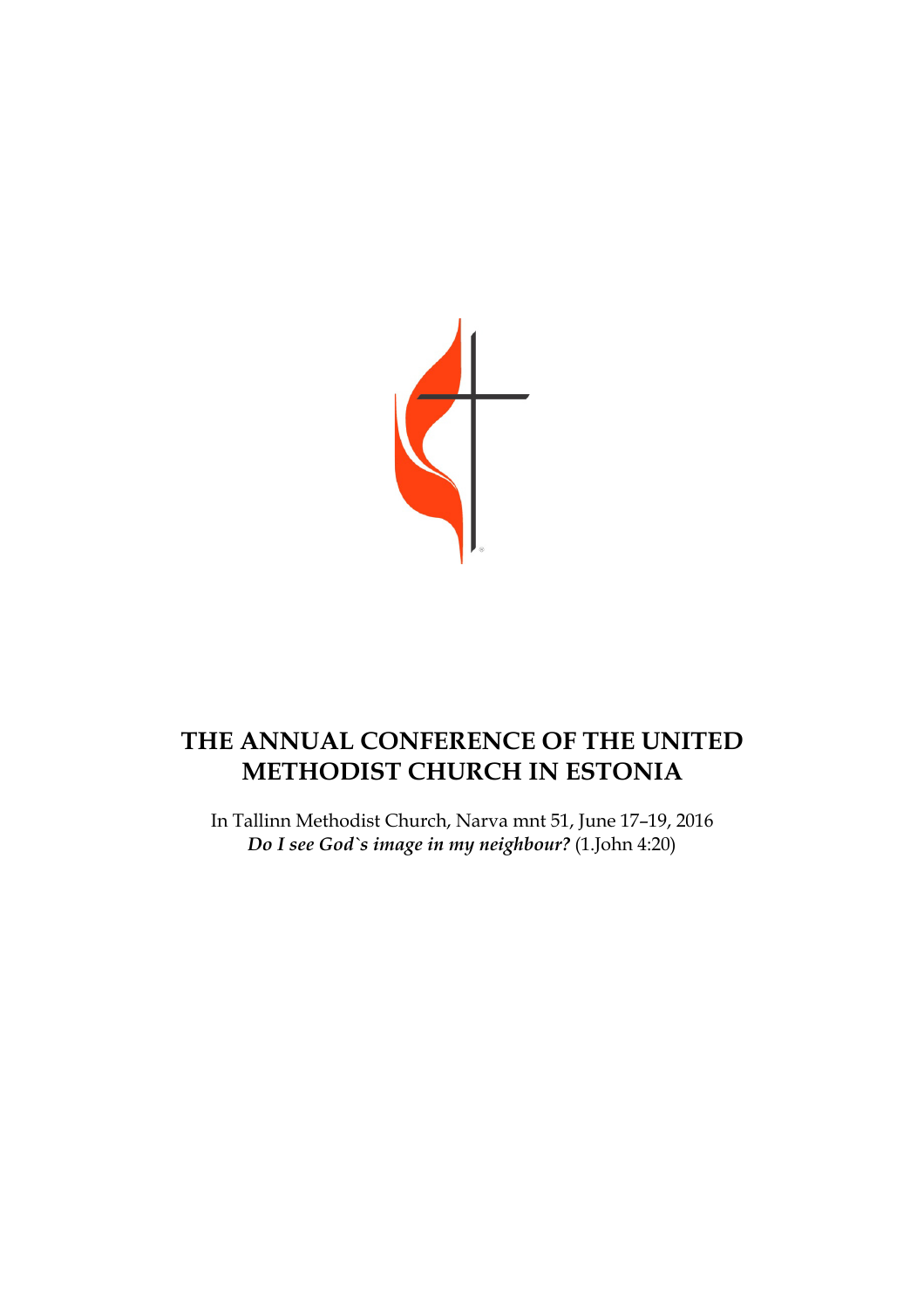# THE ANNUAL CONFERENCE OF THE UNITED METHODIST CHURCH IN ESTONIA

In Tallinn Methodist Church, Narva mnt 51, June 17–19, 2016

***Do I see God`s image in my neighbour?*** (1.John 4:20)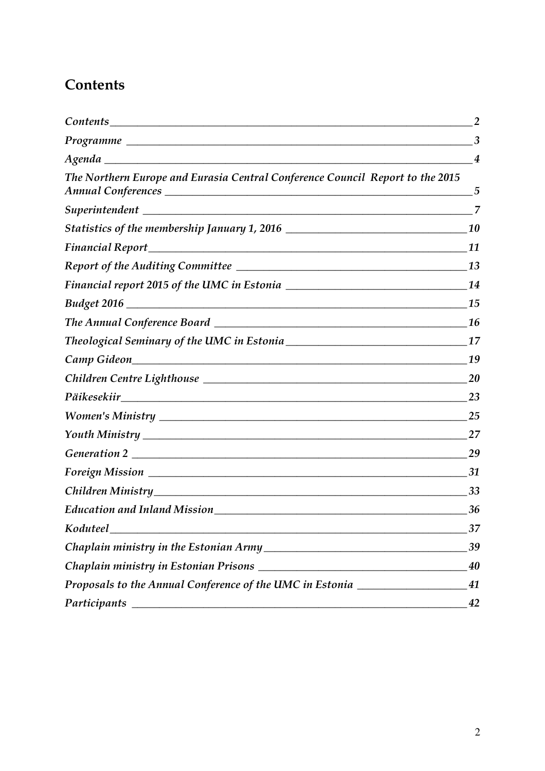# Contents

*Contents* 2
*Programme* 3
*Agenda* 4
*The Northern Europe and Eurasia Central Conference Council Report to the 2015 Annual Conferences* 5
*Superintendent* 7
*Statistics of the membership January 1, 2016* 10
*Financial Report* 11
*Report of the Auditing Committee* 13
*Financial report 2015 of the UMC in Estonia* 14
*Budget 2016* 15
*The Annual Conference Board* 16
*Theological Seminary of the UMC in Estonia* 17
*Camp Gideon* 19
*Children Centre Lighthouse* 20
*Päikesekiir* 23
*Women's Ministry* 25
*Youth Ministry* 27
*Generation 2* 29
*Foreign Mission* 31
*Children Ministry* 33
*Education and Inland Mission* 36
*Koduteel* 37
*Chaplain ministry in the Estonian Army* 39
*Chaplain ministry in Estonian Prisons* 40
*Proposals to the Annual Conference of the UMC in Estonia* 41
*Participants* 42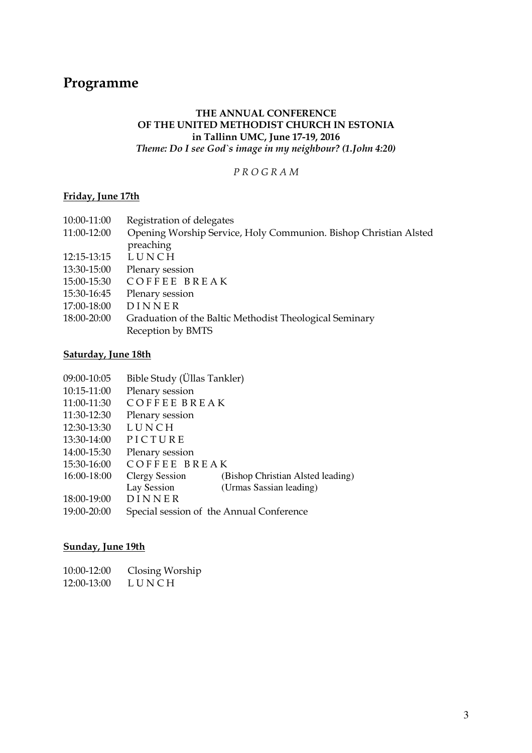# Programme

**THE ANNUAL CONFERENCE**
**OF THE UNITED METHODIST CHURCH IN ESTONIA**
**in Tallinn UMC, June 17-19, 2016**
***Theme: Do I see God`s image in my neighbour? (1.John 4:20)***

*P R O G R A M*

**Friday, June 17th**

| | |
|---|---|
| 10:00-11:00 | Registration of delegates |
| 11:00-12:00 | Opening Worship Service, Holy Communion. Bishop Christian Alsted preaching |
| 12:15-13:15 | L U N C H |
| 13:30-15:00 | Plenary session |
| 15:00-15:30 | C O F F E E  B R E A K |
| 15:30-16:45 | Plenary session |
| 17:00-18:00 | D I N N E R |
| 18:00-20:00 | Graduation of the Baltic Methodist Theological Seminary<br>Reception by BMTS |

**Saturday, June 18th**

| | | |
|---|---|---|
| 09:00-10:05 | Bible Study (Üllas Tankler) | |
| 10:15-11:00 | Plenary session | |
| 11:00-11:30 | C O F F E E  B R E A K | |
| 11:30-12:30 | Plenary session | |
| 12:30-13:30 | L U N C H | |
| 13:30-14:00 | P I C T U R E | |
| 14:00-15:30 | Plenary session | |
| 15:30-16:00 | C O F F E E  B R E A K | |
| 16:00-18:00 | Clergy Session | (Bishop Christian Alsted leading) |
| | Lay Session | (Urmas Sassian leading) |
| 18:00-19:00 | D I N N E R | |
| 19:00-20:00 | Special session of the Annual Conference | |

**Sunday, June 19th**

| | |
|---|---|
| 10:00-12:00 | Closing Worship |
| 12:00-13:00 | L U N C H |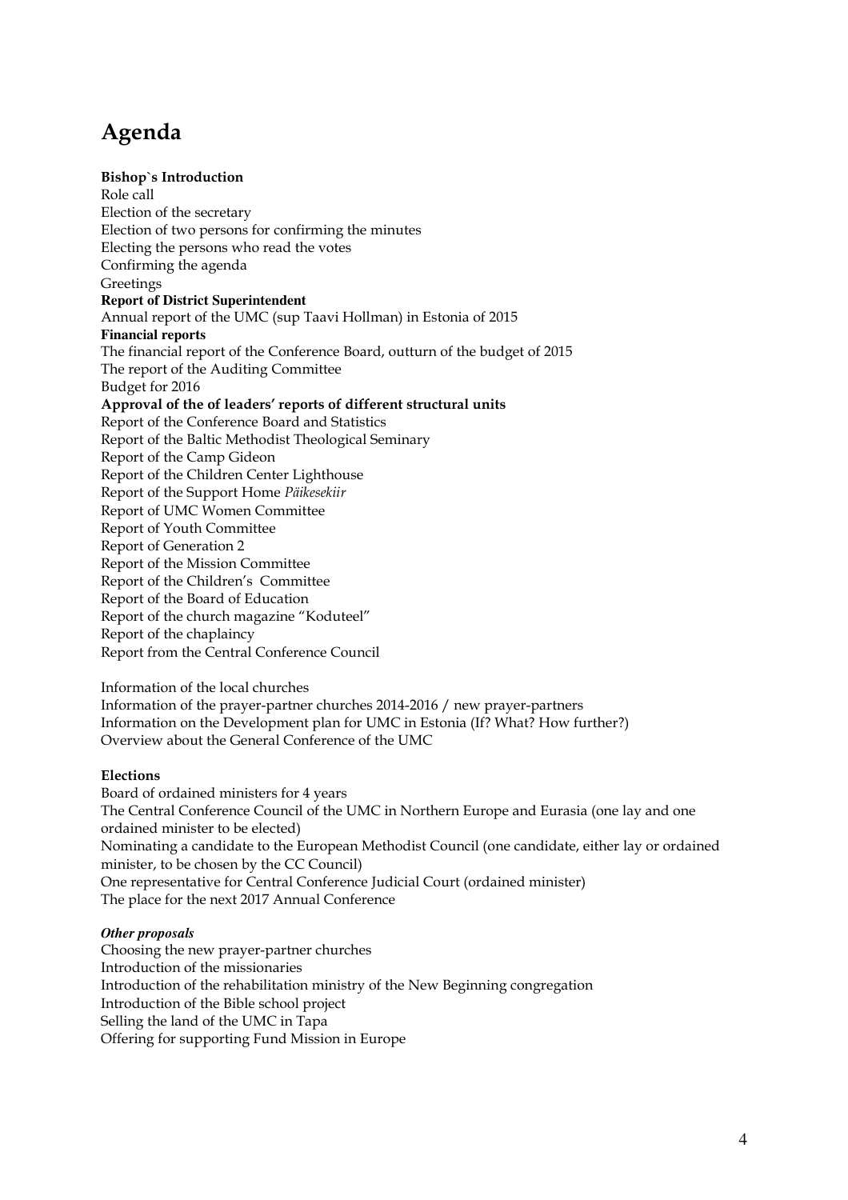# Agenda

**Bishop`s Introduction**
Role call
Election of the secretary
Election of two persons for confirming the minutes
Electing the persons who read the votes
Confirming the agenda
Greetings

**Report of District Superintendent**
Annual report of the UMC (sup Taavi Hollman) in Estonia of 2015

**Financial reports**
The financial report of the Conference Board, outturn of the budget of 2015
The report of the Auditing Committee
Budget for 2016

**Approval of the of leaders' reports of different structural units**
Report of the Conference Board and Statistics
Report of the Baltic Methodist Theological Seminary
Report of the Camp Gideon
Report of the Children Center Lighthouse
Report of the Support Home *Päikesekiir*
Report of UMC Women Committee
Report of Youth Committee
Report of Generation 2
Report of the Mission Committee
Report of the Children's Committee
Report of the Board of Education
Report of the church magazine "Koduteel"
Report of the chaplaincy
Report from the Central Conference Council

Information of the local churches
Information of the prayer-partner churches 2014-2016 / new prayer-partners
Information on the Development plan for UMC in Estonia (If? What? How further?)
Overview about the General Conference of the UMC

**Elections**
Board of ordained ministers for 4 years
The Central Conference Council of the UMC in Northern Europe and Eurasia (one lay and one ordained minister to be elected)
Nominating a candidate to the European Methodist Council (one candidate, either lay or ordained minister, to be chosen by the CC Council)
One representative for Central Conference Judicial Court (ordained minister)
The place for the next 2017 Annual Conference

***Other proposals***
Choosing the new prayer-partner churches
Introduction of the missionaries
Introduction of the rehabilitation ministry of the New Beginning congregation
Introduction of the Bible school project
Selling the land of the UMC in Tapa
Offering for supporting Fund Mission in Europe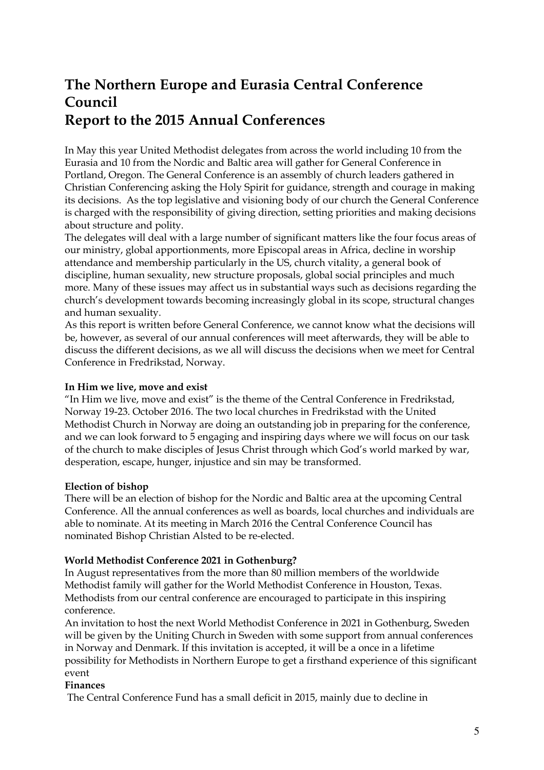# The Northern Europe and Eurasia Central Conference Council
# Report to the 2015 Annual Conferences

In May this year United Methodist delegates from across the world including 10 from the Eurasia and 10 from the Nordic and Baltic area will gather for General Conference in Portland, Oregon. The General Conference is an assembly of church leaders gathered in Christian Conferencing asking the Holy Spirit for guidance, strength and courage in making its decisions. As the top legislative and visioning body of our church the General Conference is charged with the responsibility of giving direction, setting priorities and making decisions about structure and polity.

The delegates will deal with a large number of significant matters like the four focus areas of our ministry, global apportionments, more Episcopal areas in Africa, decline in worship attendance and membership particularly in the US, church vitality, a general book of discipline, human sexuality, new structure proposals, global social principles and much more. Many of these issues may affect us in substantial ways such as decisions regarding the church's development towards becoming increasingly global in its scope, structural changes and human sexuality.

As this report is written before General Conference, we cannot know what the decisions will be, however, as several of our annual conferences will meet afterwards, they will be able to discuss the different decisions, as we all will discuss the decisions when we meet for Central Conference in Fredrikstad, Norway.

**In Him we live, move and exist**

"In Him we live, move and exist" is the theme of the Central Conference in Fredrikstad, Norway 19-23. October 2016. The two local churches in Fredrikstad with the United Methodist Church in Norway are doing an outstanding job in preparing for the conference, and we can look forward to 5 engaging and inspiring days where we will focus on our task of the church to make disciples of Jesus Christ through which God's world marked by war, desperation, escape, hunger, injustice and sin may be transformed.

**Election of bishop**

There will be an election of bishop for the Nordic and Baltic area at the upcoming Central Conference. All the annual conferences as well as boards, local churches and individuals are able to nominate. At its meeting in March 2016 the Central Conference Council has nominated Bishop Christian Alsted to be re-elected.

**World Methodist Conference 2021 in Gothenburg?**

In August representatives from the more than 80 million members of the worldwide Methodist family will gather for the World Methodist Conference in Houston, Texas. Methodists from our central conference are encouraged to participate in this inspiring conference.

An invitation to host the next World Methodist Conference in 2021 in Gothenburg, Sweden will be given by the Uniting Church in Sweden with some support from annual conferences in Norway and Denmark. If this invitation is accepted, it will be a once in a lifetime possibility for Methodists in Northern Europe to get a firsthand experience of this significant event

**Finances**

The Central Conference Fund has a small deficit in 2015, mainly due to decline in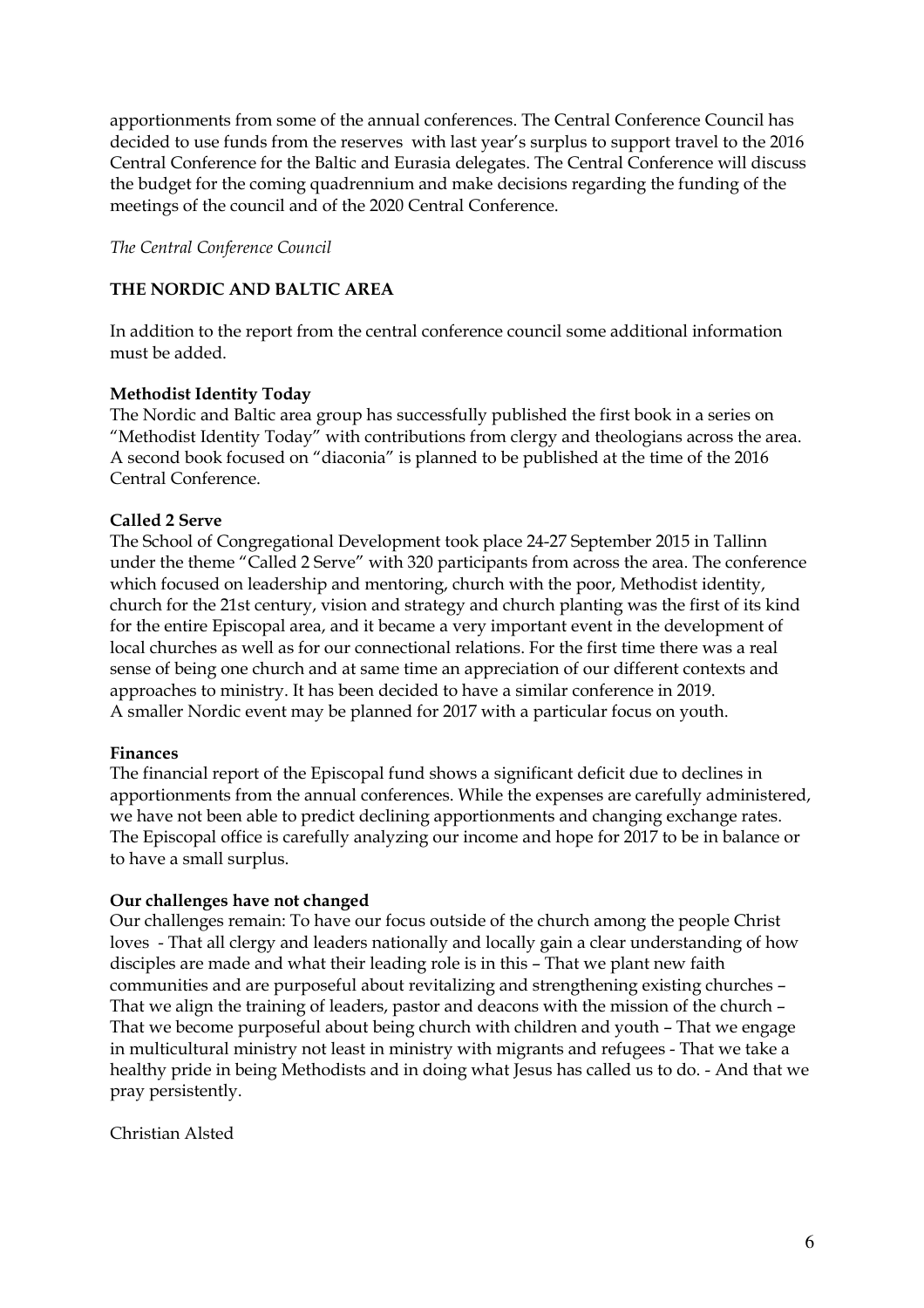apportionments from some of the annual conferences. The Central Conference Council has decided to use funds from the reserves with last year's surplus to support travel to the 2016 Central Conference for the Baltic and Eurasia delegates. The Central Conference will discuss the budget for the coming quadrennium and make decisions regarding the funding of the meetings of the council and of the 2020 Central Conference.

*The Central Conference Council*

## THE NORDIC AND BALTIC AREA

In addition to the report from the central conference council some additional information must be added.

### Methodist Identity Today

The Nordic and Baltic area group has successfully published the first book in a series on "Methodist Identity Today" with contributions from clergy and theologians across the area. A second book focused on "diaconia" is planned to be published at the time of the 2016 Central Conference.

### Called 2 Serve

The School of Congregational Development took place 24-27 September 2015 in Tallinn under the theme "Called 2 Serve" with 320 participants from across the area. The conference which focused on leadership and mentoring, church with the poor, Methodist identity, church for the 21st century, vision and strategy and church planting was the first of its kind for the entire Episcopal area, and it became a very important event in the development of local churches as well as for our connectional relations. For the first time there was a real sense of being one church and at same time an appreciation of our different contexts and approaches to ministry. It has been decided to have a similar conference in 2019.
A smaller Nordic event may be planned for 2017 with a particular focus on youth.

### Finances

The financial report of the Episcopal fund shows a significant deficit due to declines in apportionments from the annual conferences. While the expenses are carefully administered, we have not been able to predict declining apportionments and changing exchange rates. The Episcopal office is carefully analyzing our income and hope for 2017 to be in balance or to have a small surplus.

### Our challenges have not changed

Our challenges remain: To have our focus outside of the church among the people Christ loves - That all clergy and leaders nationally and locally gain a clear understanding of how disciples are made and what their leading role is in this – That we plant new faith communities and are purposeful about revitalizing and strengthening existing churches – That we align the training of leaders, pastor and deacons with the mission of the church – That we become purposeful about being church with children and youth – That we engage in multicultural ministry not least in ministry with migrants and refugees - That we take a healthy pride in being Methodists and in doing what Jesus has called us to do. - And that we pray persistently.

Christian Alsted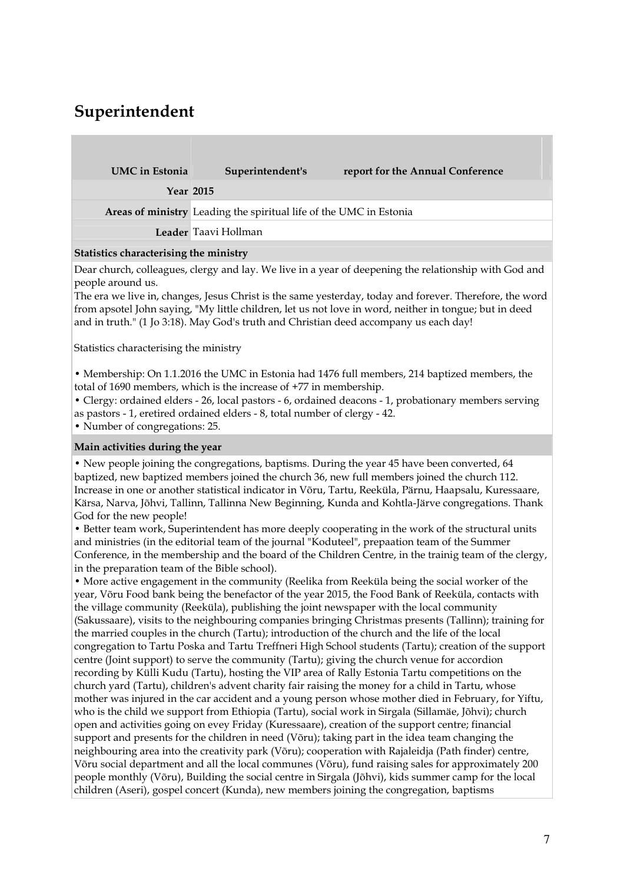# Superintendent

| UMC in Estonia | Superintendent's report for the Annual Conference |
|---|---|
| Year | 2015 |
| Areas of ministry | Leading the spiritual life of the UMC in Estonia |
| Leader | Taavi Hollman |

**Statistics characterising the ministry**

Dear church, colleagues, clergy and lay. We live in a year of deepening the relationship with God and people around us.
The era we live in, changes, Jesus Christ is the same yesterday, today and forever. Therefore, the word from apsotel John saying, "My little children, let us not love in word, neither in tongue; but in deed and in truth." (1 Jo 3:18). May God's truth and Christian deed accompany us each day!

Statistics characterising the ministry

• Membership: On 1.1.2016 the UMC in Estonia had 1476 full members, 214 baptized members, the total of 1690 members, which is the increase of +77 in membership.
• Clergy: ordained elders - 26, local pastors - 6, ordained deacons - 1, probationary members serving as pastors - 1, eretired ordained elders - 8, total number of clergy - 42.
• Number of congregations: 25.

**Main activities during the year**

• New people joining the congregations, baptisms. During the year 45 have been converted, 64 baptized, new baptized members joined the church 36, new full members joined the church 112. Increase in one or another statistical indicator in Võru, Tartu, Reeküla, Pärnu, Haapsalu, Kuressaare, Kärsa, Narva, Jõhvi, Tallinn, Tallinna New Beginning, Kunda and Kohtla-Järve congregations. Thank God for the new people!
• Better team work, Superintendent has more deeply cooperating in the work of the structural units and ministries (in the editorial team of the journal "Koduteel", prepaation team of the Summer Conference, in the membership and the board of the Children Centre, in the trainig team of the clergy, in the preparation team of the Bible school).
• More active engagement in the community (Reelika from Reeküla being the social worker of the year, Võru Food bank being the benefactor of the year 2015, the Food Bank of Reeküla, contacts with the village community (Reeküla), publishing the joint newspaper with the local community (Sakussaare), visits to the neighbouring companies bringing Christmas presents (Tallinn); training for the married couples in the church (Tartu); introduction of the church and the life of the local congregation to Tartu Poska and Tartu Treffneri High School students (Tartu); creation of the support centre (Joint support) to serve the community (Tartu); giving the church venue for accordion recording by Külli Kudu (Tartu), hosting the VIP area of Rally Estonia Tartu competitions on the church yard (Tartu), children's advent charity fair raising the money for a child in Tartu, whose mother was injured in the car accident and a young person whose mother died in February, for Yiftu, who is the child we support from Ethiopia (Tartu), social work in Sirgala (Sillamäe, Jõhvi); church open and activities going on evey Friday (Kuressaare), creation of the support centre; financial support and presents for the children in need (Võru); taking part in the idea team changing the neighbouring area into the creativity park (Võru); cooperation with Rajaleidja (Path finder) centre, Võru social department and all the local communes (Võru), fund raising sales for approximately 200 people monthly (Võru), Building the social centre in Sirgala (Jõhvi), kids summer camp for the local children (Aseri), gospel concert (Kunda), new members joining the congregation, baptisms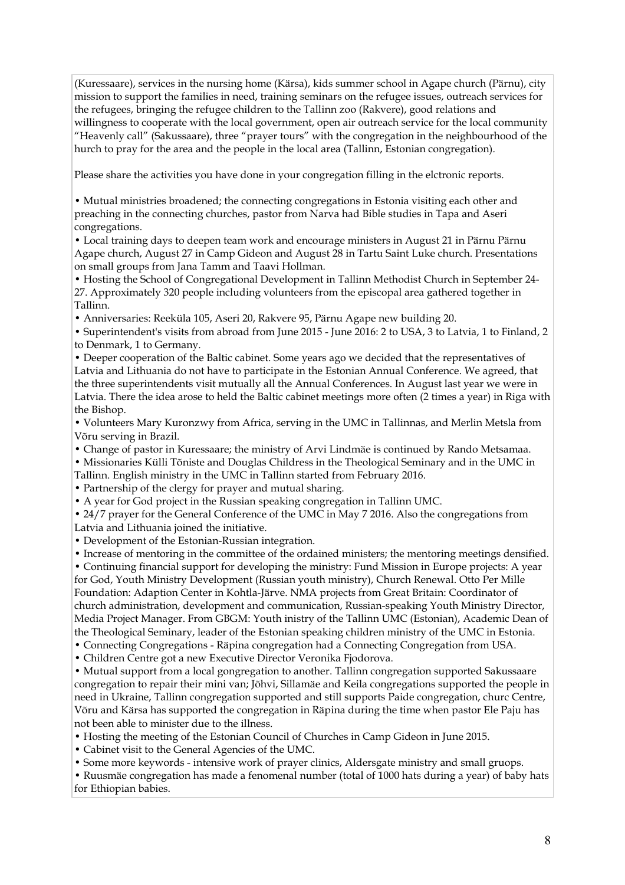(Kuressaare), services in the nursing home (Kärsa), kids summer school in Agape church (Pärnu), city mission to support the families in need, training seminars on the refugee issues, outreach services for the refugees, bringing the refugee children to the Tallinn zoo (Rakvere), good relations and willingness to cooperate with the local government, open air outreach service for the local community "Heavenly call" (Sakussaare), three "prayer tours" with the congregation in the neighbourhood of the hurch to pray for the area and the people in the local area (Tallinn, Estonian congregation).

Please share the activities you have done in your congregation filling in the elctronic reports.

- Mutual ministries broadened; the connecting congregations in Estonia visiting each other and preaching in the connecting churches, pastor from Narva had Bible studies in Tapa and Aseri congregations.
- Local training days to deepen team work and encourage ministers in August 21 in Pärnu Pärnu Agape church, August 27 in Camp Gideon and August 28 in Tartu Saint Luke church. Presentations on small groups from Jana Tamm and Taavi Hollman.
- Hosting the School of Congregational Development in Tallinn Methodist Church in September 24-27. Approximately 320 people including volunteers from the episcopal area gathered together in Tallinn.
- Anniversaries: Reeküla 105, Aseri 20, Rakvere 95, Pärnu Agape new building 20.
- Superintendent's visits from abroad from June 2015 - June 2016: 2 to USA, 3 to Latvia, 1 to Finland, 2 to Denmark, 1 to Germany.
- Deeper cooperation of the Baltic cabinet. Some years ago we decided that the representatives of Latvia and Lithuania do not have to participate in the Estonian Annual Conference. We agreed, that the three superintendents visit mutually all the Annual Conferences. In August last year we were in Latvia. There the idea arose to held the Baltic cabinet meetings more often (2 times a year) in Riga with the Bishop.
- Volunteers Mary Kuronzwy from Africa, serving in the UMC in Tallinnas, and Merlin Metsla from Võru serving in Brazil.
- Change of pastor in Kuressaare; the ministry of Arvi Lindmäe is continued by Rando Metsamaa.
- Missionaries Külli Tõniste and Douglas Childress in the Theological Seminary and in the UMC in Tallinn. English ministry in the UMC in Tallinn started from February 2016.
- Partnership of the clergy for prayer and mutual sharing.
- A year for God project in the Russian speaking congregation in Tallinn UMC.
- 24/7 prayer for the General Conference of the UMC in May 7 2016. Also the congregations from Latvia and Lithuania joined the initiative.
- Development of the Estonian-Russian integration.
- Increase of mentoring in the committee of the ordained ministers; the mentoring meetings densified.
- Continuing financial support for developing the ministry: Fund Mission in Europe projects: A year for God, Youth Ministry Development (Russian youth ministry), Church Renewal. Otto Per Mille Foundation: Adaption Center in Kohtla-Järve. NMA projects from Great Britain: Coordinator of church administration, development and communication, Russian-speaking Youth Ministry Director, Media Project Manager. From GBGM: Youth inistry of the Tallinn UMC (Estonian), Academic Dean of the Theological Seminary, leader of the Estonian speaking children ministry of the UMC in Estonia.
- Connecting Congregations - Räpina congregation had a Connecting Congregation from USA.
- Children Centre got a new Executive Director Veronika Fjodorova.
- Mutual support from a local gongregation to another. Tallinn congregation supported Sakussaare congregation to repair their mini van; Jõhvi, Sillamäe and Keila congregations supported the people in need in Ukraine, Tallinn congregation supported and still supports Paide congregation, churc Centre, Võru and Kärsa has supported the congregation in Räpina during the time when pastor Ele Paju has not been able to minister due to the illness.
- Hosting the meeting of the Estonian Council of Churches in Camp Gideon in June 2015.
- Cabinet visit to the General Agencies of the UMC.
- Some more keywords - intensive work of prayer clinics, Aldersgate ministry and small gruops.
- Ruusmäe congregation has made a fenomenal number (total of 1000 hats during a year) of baby hats for Ethiopian babies.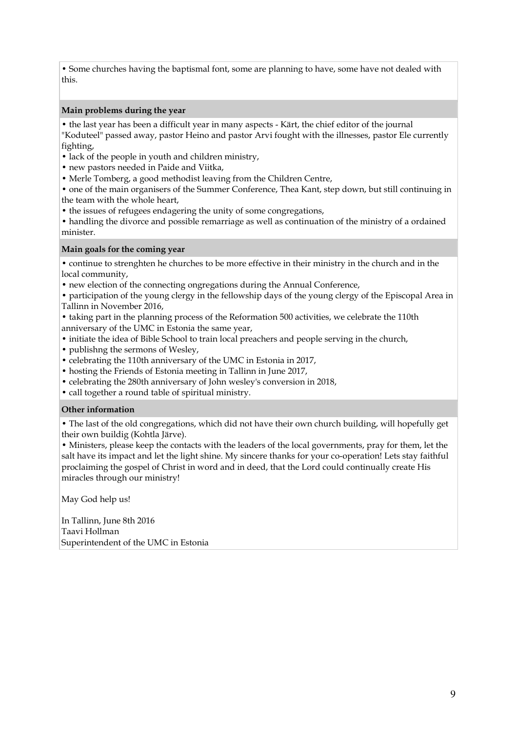• Some churches having the baptismal font, some are planning to have, some have not dealed with this.

**Main problems during the year**

• the last year has been a difficult year in many aspects - Kärt, the chief editor of the journal "Koduteel" passed away, pastor Heino and pastor Arvi fought with the illnesses, pastor Ele currently fighting,
• lack of the people in youth and children ministry,
• new pastors needed in Paide and Viitka,
• Merle Tomberg, a good methodist leaving from the Children Centre,
• one of the main organisers of the Summer Conference, Thea Kant, step down, but still continuing in the team with the whole heart,
• the issues of refugees endagering the unity of some congregations,
• handling the divorce and possible remarriage as well as continuation of the ministry of a ordained minister.

**Main goals for the coming year**

• continue to strenghten he churches to be more effective in their ministry in the church and in the local community,
• new election of the connecting ongregations during the Annual Conference,
• participation of the young clergy in the fellowship days of the young clergy of the Episcopal Area in Tallinn in November 2016,
• taking part in the planning process of the Reformation 500 activities, we celebrate the 110th anniversary of the UMC in Estonia the same year,
• initiate the idea of Bible School to train local preachers and people serving in the church,
• publishng the sermons of Wesley,
• celebrating the 110th anniversary of the UMC in Estonia in 2017,
• hosting the Friends of Estonia meeting in Tallinn in June 2017,
• celebrating the 280th anniversary of John wesley's conversion in 2018,
• call together a round table of spiritual ministry.

**Other information**

• The last of the old congregations, which did not have their own church building, will hopefully get their own buildig (Kohtla Järve).
• Ministers, please keep the contacts with the leaders of the local governments, pray for them, let the salt have its impact and let the light shine. My sincere thanks for your co-operation! Lets stay faithful proclaiming the gospel of Christ in word and in deed, that the Lord could continually create His miracles through our ministry!

May God help us!

In Tallinn, June 8th 2016
Taavi Hollman
Superintendent of the UMC in Estonia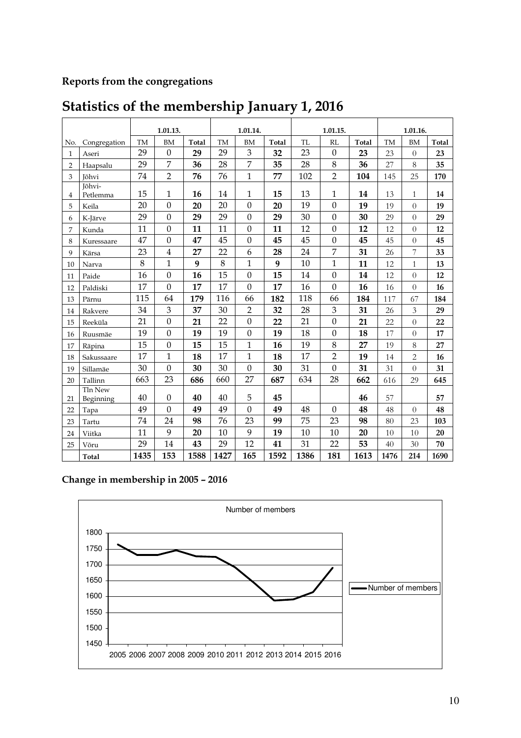**Reports from the congregations**

# Statistics of the membership January 1, 2016

| | | 1.01.13. | | | 1.01.14. | | | 1.01.15. | | | 1.01.16. | | |
|---|---|---|---|---|---|---|---|---|---|---|---|---|---|
| No. | Congregation | TM | BM | **Total** | TM | BM | **Total** | TL | RL | **Total** | TM | BM | **Total** |
| 1 | Aseri | 29 | 0 | **29** | 29 | 3 | **32** | 23 | 0 | **23** | 23 | 0 | **23** |
| 2 | Haapsalu | 29 | 7 | **36** | 28 | 7 | **35** | 28 | 8 | **36** | 27 | 8 | **35** |
| 3 | Jõhvi | 74 | 2 | **76** | 76 | 1 | **77** | 102 | 2 | **104** | 145 | 25 | **170** |
| 4 | Jõhvi-Petlemma | 15 | 1 | **16** | 14 | 1 | **15** | 13 | 1 | **14** | 13 | 1 | **14** |
| 5 | Keila | 20 | 0 | **20** | 20 | 0 | **20** | 19 | 0 | **19** | 19 | 0 | **19** |
| 6 | K-Järve | 29 | 0 | **29** | 29 | 0 | **29** | 30 | 0 | **30** | 29 | 0 | **29** |
| 7 | Kunda | 11 | 0 | **11** | 11 | 0 | **11** | 12 | 0 | **12** | 12 | 0 | **12** |
| 8 | Kuressaare | 47 | 0 | **47** | 45 | 0 | **45** | 45 | 0 | **45** | 45 | 0 | **45** |
| 9 | Kärsa | 23 | 4 | **27** | 22 | 6 | **28** | 24 | 7 | **31** | 26 | 7 | **33** |
| 10 | Narva | 8 | 1 | **9** | 8 | 1 | **9** | 10 | 1 | **11** | 12 | 1 | **13** |
| 11 | Paide | 16 | 0 | **16** | 15 | 0 | **15** | 14 | 0 | **14** | 12 | 0 | **12** |
| 12 | Paldiski | 17 | 0 | **17** | 17 | 0 | **17** | 16 | 0 | **16** | 16 | 0 | **16** |
| 13 | Pärnu | 115 | 64 | **179** | 116 | 66 | **182** | 118 | 66 | **184** | 117 | 67 | **184** |
| 14 | Rakvere | 34 | 3 | **37** | 30 | 2 | **32** | 28 | 3 | **31** | 26 | 3 | **29** |
| 15 | Reeküla | 21 | 0 | **21** | 22 | 0 | **22** | 21 | 0 | **21** | 22 | 0 | **22** |
| 16 | Ruusmäe | 19 | 0 | **19** | 19 | 0 | **19** | 18 | 0 | **18** | 17 | 0 | **17** |
| 17 | Räpina | 15 | 0 | **15** | 15 | 1 | **16** | 19 | 8 | **27** | 19 | 8 | **27** |
| 18 | Sakussaare | 17 | 1 | **18** | 17 | 1 | **18** | 17 | 2 | **19** | 14 | 2 | **16** |
| 19 | Sillamäe | 30 | 0 | **30** | 30 | 0 | **30** | 31 | 0 | **31** | 31 | 0 | **31** |
| 20 | Tallinn | 663 | 23 | **686** | 660 | 27 | **687** | 634 | 28 | **662** | 616 | 29 | **645** |
| 21 | Tln New Beginning | 40 | 0 | **40** | 40 | 5 | **45** | | | **46** | 57 | | **57** |
| 22 | Tapa | 49 | 0 | **49** | 49 | 0 | **49** | 48 | 0 | **48** | 48 | 0 | **48** |
| 23 | Tartu | 74 | 24 | **98** | 76 | 23 | **99** | 75 | 23 | **98** | 80 | 23 | **103** |
| 24 | Viitka | 11 | 9 | **20** | 10 | 9 | **19** | 10 | 10 | **20** | 10 | 10 | **20** |
| 25 | Võru | 29 | 14 | **43** | 29 | 12 | **41** | 31 | 22 | **53** | 40 | 30 | **70** |
| | **Total** | **1435** | **153** | **1588** | **1427** | **165** | **1592** | **1386** | **181** | **1613** | **1476** | **214** | **1690** |

**Change in membership in 2005 – 2016**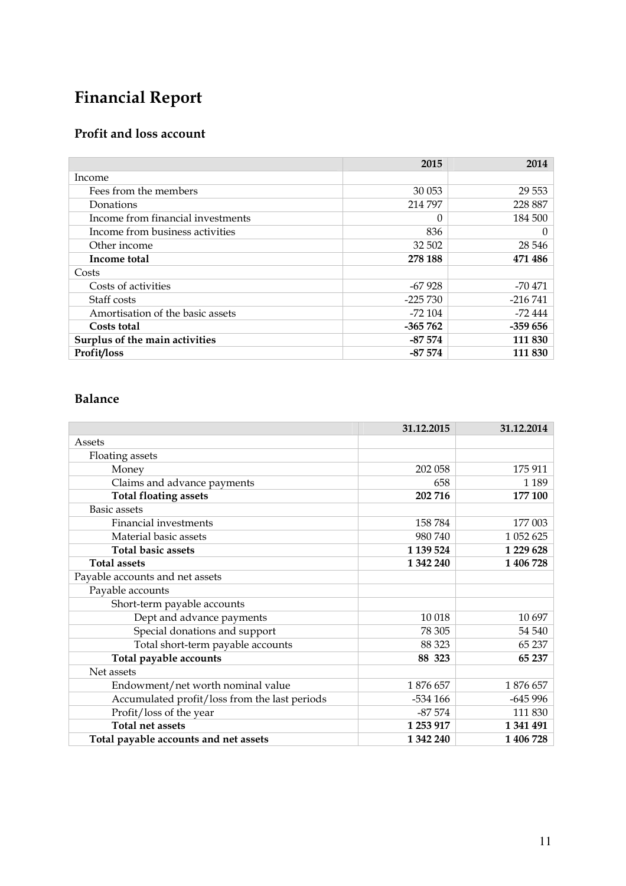# Financial Report

## Profit and loss account

| | 2015 | 2014 |
|---|---:|---:|
| Income | | |
| Fees from the members | 30 053 | 29 553 |
| Donations | 214 797 | 228 887 |
| Income from financial investments | 0 | 184 500 |
| Income from business activities | 836 | 0 |
| Other income | 32 502 | 28 546 |
| **Income total** | **278 188** | **471 486** |
| Costs | | |
| Costs of activities | -67 928 | -70 471 |
| Staff costs | -225 730 | -216 741 |
| Amortisation of the basic assets | -72 104 | -72 444 |
| **Costs total** | **-365 762** | **-359 656** |
| **Surplus of the main activities** | **-87 574** | **111 830** |
| **Profit/loss** | **-87 574** | **111 830** |

## Balance

| | 31.12.2015 | 31.12.2014 |
|---|---:|---:|
| Assets | | |
| Floating assets | | |
| Money | 202 058 | 175 911 |
| Claims and advance payments | 658 | 1 189 |
| **Total floating assets** | **202 716** | **177 100** |
| Basic assets | | |
| Financial investments | 158 784 | 177 003 |
| Material basic assets | 980 740 | 1 052 625 |
| **Total basic assets** | **1 139 524** | **1 229 628** |
| **Total assets** | **1 342 240** | **1 406 728** |
| Payable accounts and net assets | | |
| Payable accounts | | |
| Short-term payable accounts | | |
| Dept and advance payments | 10 018 | 10 697 |
| Special donations and support | 78 305 | 54 540 |
| Total short-term payable accounts | 88 323 | 65 237 |
| **Total payable accounts** | **88 323** | **65 237** |
| Net assets | | |
| Endowment/net worth nominal value | 1 876 657 | 1 876 657 |
| Accumulated profit/loss from the last periods | -534 166 | -645 996 |
| Profit/loss of the year | -87 574 | 111 830 |
| **Total net assets** | **1 253 917** | **1 341 491** |
| **Total payable accounts and net assets** | **1 342 240** | **1 406 728** |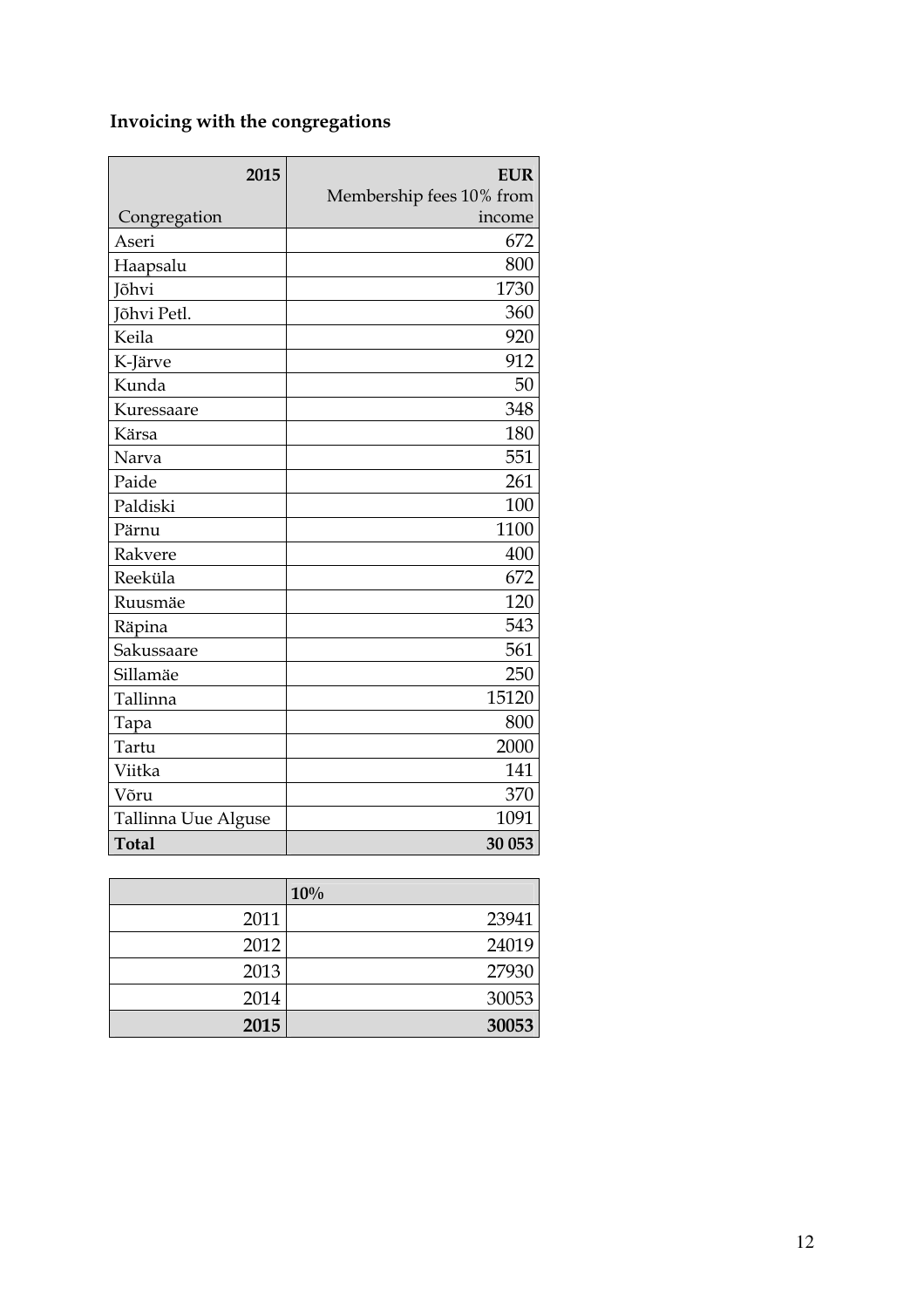**Invoicing with the congregations**

| 2015<br>Congregation | **EUR**<br>Membership fees 10% from income |
|---|---|
| Aseri | 672 |
| Haapsalu | 800 |
| Jõhvi | 1730 |
| Jõhvi Petl. | 360 |
| Keila | 920 |
| K-Järve | 912 |
| Kunda | 50 |
| Kuressaare | 348 |
| Kärsa | 180 |
| Narva | 551 |
| Paide | 261 |
| Paldiski | 100 |
| Pärnu | 1100 |
| Rakvere | 400 |
| Reeküla | 672 |
| Ruusmäe | 120 |
| Räpina | 543 |
| Sakussaare | 561 |
| Sillamäe | 250 |
| Tallinna | 15120 |
| Tapa | 800 |
| Tartu | 2000 |
| Viitka | 141 |
| Võru | 370 |
| Tallinna Uue Alguse | 1091 |
| **Total** | **30 053** |

| | **10%** |
|---|---|
| 2011 | 23941 |
| 2012 | 24019 |
| 2013 | 27930 |
| 2014 | 30053 |
| **2015** | **30053** |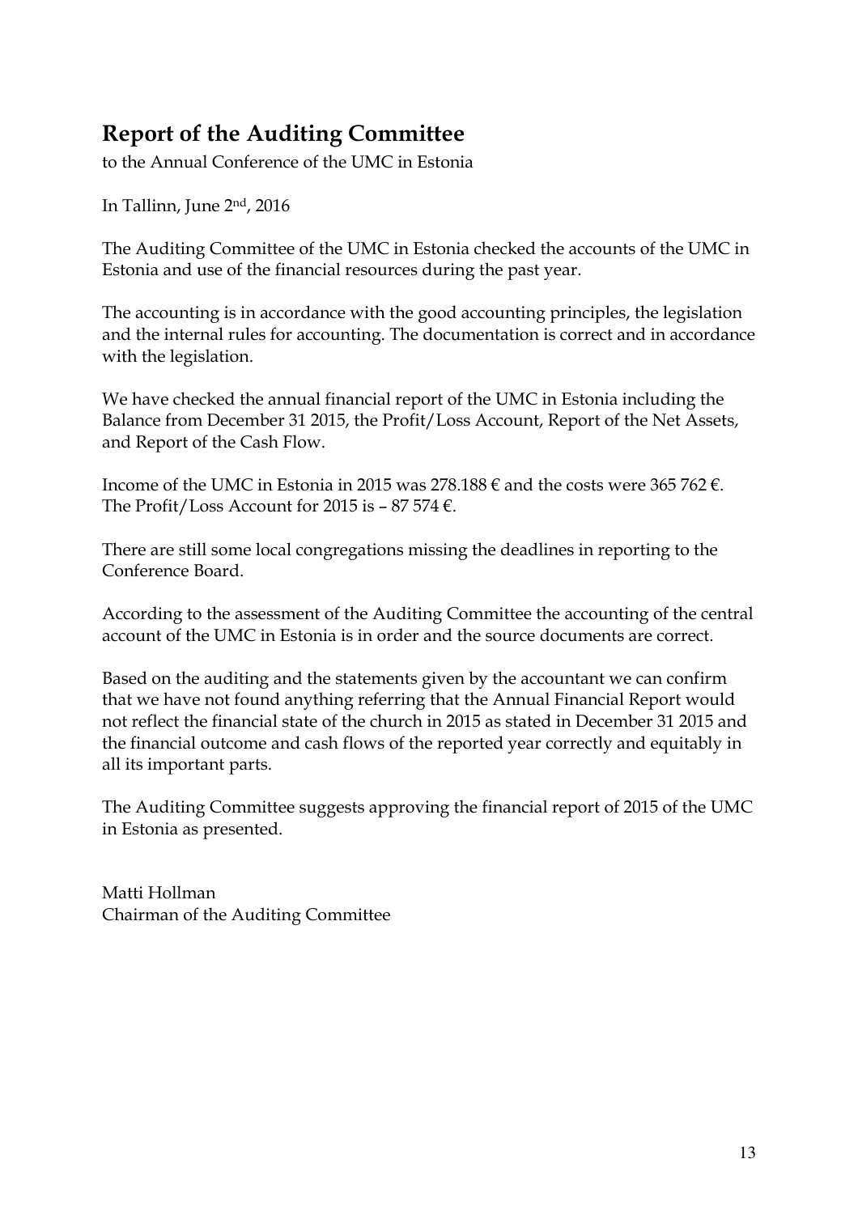## Report of the Auditing Committee

to the Annual Conference of the UMC in Estonia

In Tallinn, June 2nd, 2016

The Auditing Committee of the UMC in Estonia checked the accounts of the UMC in Estonia and use of the financial resources during the past year.

The accounting is in accordance with the good accounting principles, the legislation and the internal rules for accounting. The documentation is correct and in accordance with the legislation.

We have checked the annual financial report of the UMC in Estonia including the Balance from December 31 2015, the Profit/Loss Account, Report of the Net Assets, and Report of the Cash Flow.

Income of the UMC in Estonia in 2015 was 278.188 € and the costs were 365 762 €. The Profit/Loss Account for 2015 is – 87 574 €.

There are still some local congregations missing the deadlines in reporting to the Conference Board.

According to the assessment of the Auditing Committee the accounting of the central account of the UMC in Estonia is in order and the source documents are correct.

Based on the auditing and the statements given by the accountant we can confirm that we have not found anything referring that the Annual Financial Report would not reflect the financial state of the church in 2015 as stated in December 31 2015 and the financial outcome and cash flows of the reported year correctly and equitably in all its important parts.

The Auditing Committee suggests approving the financial report of 2015 of the UMC in Estonia as presented.

Matti Hollman
Chairman of the Auditing Committee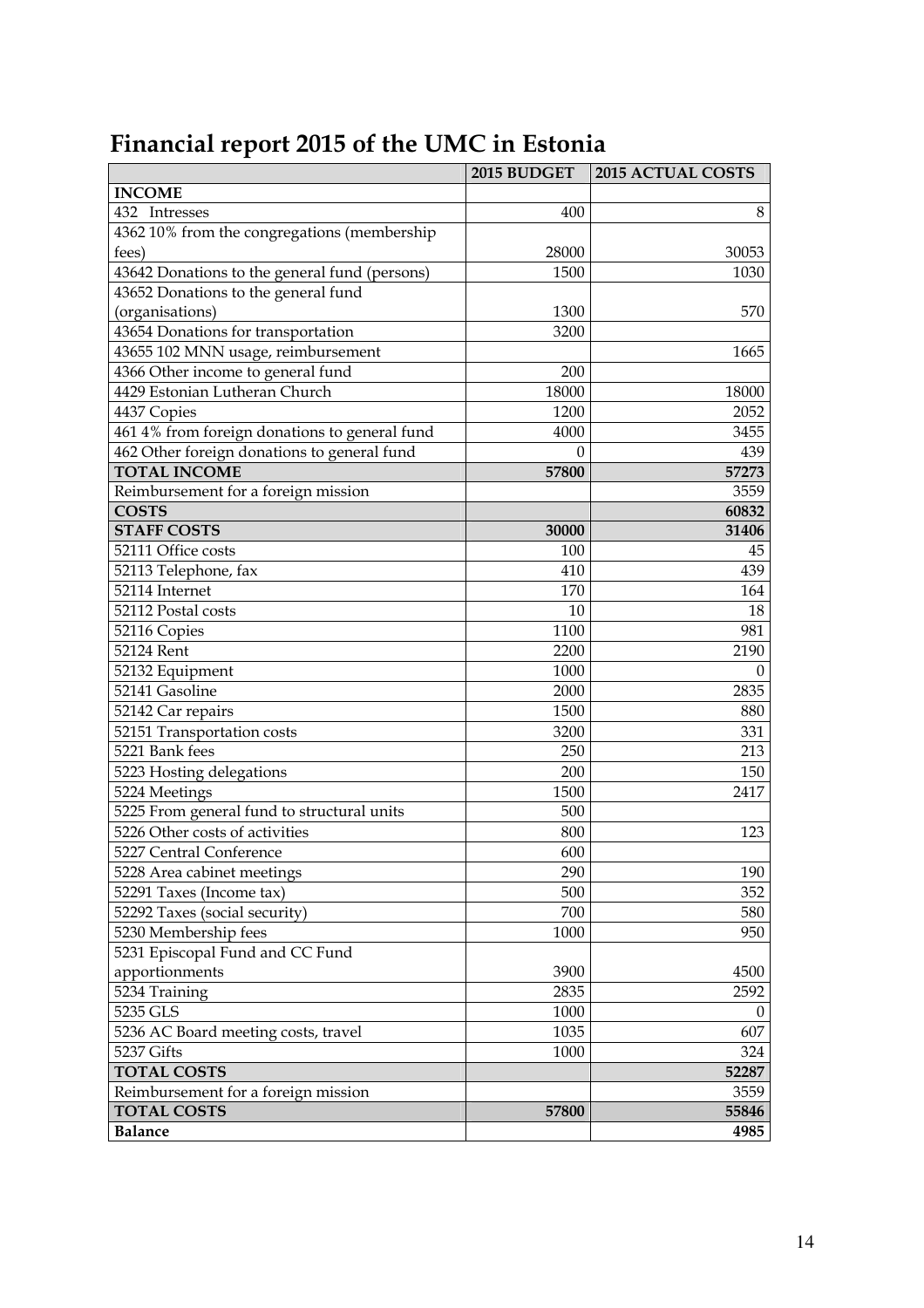# Financial report 2015 of the UMC in Estonia

| | 2015 BUDGET | 2015 ACTUAL COSTS |
|---|---|---|
| **INCOME** | | |
| 432 Intresses | 400 | 8 |
| 4362 10% from the congregations (membership fees) | 28000 | 30053 |
| 43642 Donations to the general fund (persons) | 1500 | 1030 |
| 43652 Donations to the general fund (organisations) | 1300 | 570 |
| 43654 Donations for transportation | 3200 | |
| 43655 102 MNN usage, reimbursement | | 1665 |
| 4366 Other income to general fund | 200 | |
| 4429 Estonian Lutheran Church | 18000 | 18000 |
| 4437 Copies | 1200 | 2052 |
| 461 4% from foreign donations to general fund | 4000 | 3455 |
| 462 Other foreign donations to general fund | 0 | 439 |
| **TOTAL INCOME** | **57800** | **57273** |
| Reimbursement for a foreign mission | | 3559 |
| **COSTS** | | **60832** |
| **STAFF COSTS** | **30000** | **31406** |
| 52111 Office costs | 100 | 45 |
| 52113 Telephone, fax | 410 | 439 |
| 52114 Internet | 170 | 164 |
| 52112 Postal costs | 10 | 18 |
| 52116 Copies | 1100 | 981 |
| 52124 Rent | 2200 | 2190 |
| 52132 Equipment | 1000 | 0 |
| 52141 Gasoline | 2000 | 2835 |
| 52142 Car repairs | 1500 | 880 |
| 52151 Transportation costs | 3200 | 331 |
| 5221 Bank fees | 250 | 213 |
| 5223 Hosting delegations | 200 | 150 |
| 5224 Meetings | 1500 | 2417 |
| 5225 From general fund to structural units | 500 | |
| 5226 Other costs of activities | 800 | 123 |
| 5227 Central Conference | 600 | |
| 5228 Area cabinet meetings | 290 | 190 |
| 52291 Taxes (Income tax) | 500 | 352 |
| 52292 Taxes (social security) | 700 | 580 |
| 5230 Membership fees | 1000 | 950 |
| 5231 Episcopal Fund and CC Fund apportionments | 3900 | 4500 |
| 5234 Training | 2835 | 2592 |
| 5235 GLS | 1000 | 0 |
| 5236 AC Board meeting costs, travel | 1035 | 607 |
| 5237 Gifts | 1000 | 324 |
| **TOTAL COSTS** | | **52287** |
| Reimbursement for a foreign mission | | 3559 |
| **TOTAL COSTS** | **57800** | **55846** |
| **Balance** | | **4985** |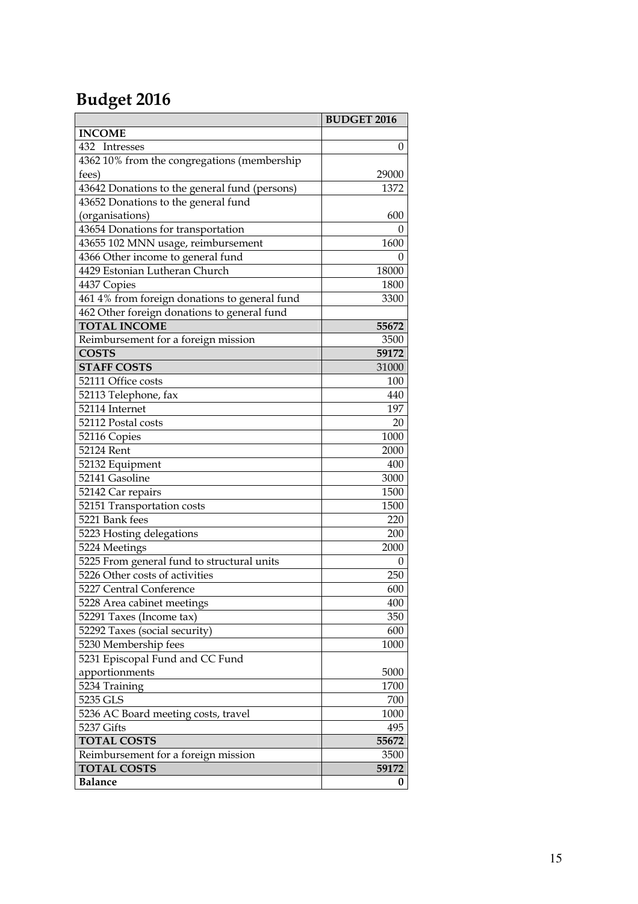# Budget 2016

| | BUDGET 2016 |
|---|---|
| **INCOME** | |
| 432 Intresses | 0 |
| 4362 10% from the congregations (membership fees) | 29000 |
| 43642 Donations to the general fund (persons) | 1372 |
| 43652 Donations to the general fund (organisations) | 600 |
| 43654 Donations for transportation | 0 |
| 43655 102 MNN usage, reimbursement | 1600 |
| 4366 Other income to general fund | 0 |
| 4429 Estonian Lutheran Church | 18000 |
| 4437 Copies | 1800 |
| 461 4% from foreign donations to general fund | 3300 |
| 462 Other foreign donations to general fund | |
| **TOTAL INCOME** | **55672** |
| Reimbursement for a foreign mission | 3500 |
| **COSTS** | **59172** |
| **STAFF COSTS** | 31000 |
| 52111 Office costs | 100 |
| 52113 Telephone, fax | 440 |
| 52114 Internet | 197 |
| 52112 Postal costs | 20 |
| 52116 Copies | 1000 |
| 52124 Rent | 2000 |
| 52132 Equipment | 400 |
| 52141 Gasoline | 3000 |
| 52142 Car repairs | 1500 |
| 52151 Transportation costs | 1500 |
| 5221 Bank fees | 220 |
| 5223 Hosting delegations | 200 |
| 5224 Meetings | 2000 |
| 5225 From general fund to structural units | 0 |
| 5226 Other costs of activities | 250 |
| 5227 Central Conference | 600 |
| 5228 Area cabinet meetings | 400 |
| 52291 Taxes (Income tax) | 350 |
| 52292 Taxes (social security) | 600 |
| 5230 Membership fees | 1000 |
| 5231 Episcopal Fund and CC Fund apportionments | 5000 |
| 5234 Training | 1700 |
| 5235 GLS | 700 |
| 5236 AC Board meeting costs, travel | 1000 |
| 5237 Gifts | 495 |
| **TOTAL COSTS** | **55672** |
| Reimbursement for a foreign mission | 3500 |
| **TOTAL COSTS** | **59172** |
| **Balance** | **0** |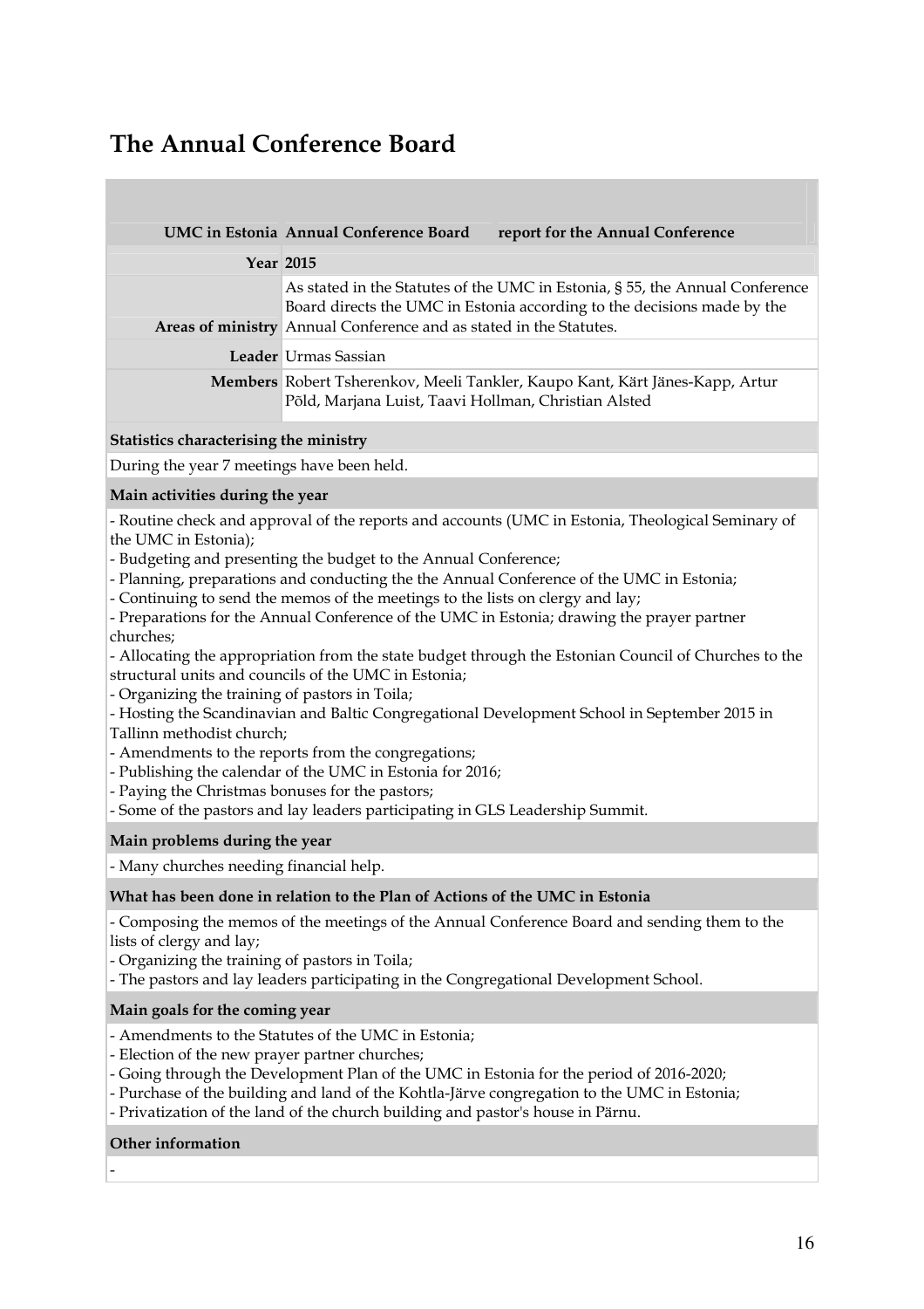# The Annual Conference Board

| UMC in Estonia | Annual Conference Board report for the Annual Conference |
|---|---|
| **Year** | **2015** |
| **Areas of ministry** | As stated in the Statutes of the UMC in Estonia, § 55, the Annual Conference Board directs the UMC in Estonia according to the decisions made by the Annual Conference and as stated in the Statutes. |
| **Leader** | Urmas Sassian |
| **Members** | Robert Tsherenkov, Meeli Tankler, Kaupo Kant, Kärt Jänes-Kapp, Artur Põld, Marjana Luist, Taavi Hollman, Christian Alsted |

**Statistics characterising the ministry**

During the year 7 meetings have been held.

**Main activities during the year**

- Routine check and approval of the reports and accounts (UMC in Estonia, Theological Seminary of the UMC in Estonia);
- Budgeting and presenting the budget to the Annual Conference;
- Planning, preparations and conducting the the Annual Conference of the UMC in Estonia;
- Continuing to send the memos of the meetings to the lists on clergy and lay;
- Preparations for the Annual Conference of the UMC in Estonia; drawing the prayer partner churches;
- Allocating the appropriation from the state budget through the Estonian Council of Churches to the structural units and councils of the UMC in Estonia;
- Organizing the training of pastors in Toila;
- Hosting the Scandinavian and Baltic Congregational Development School in September 2015 in Tallinn methodist church;
- Amendments to the reports from the congregations;
- Publishing the calendar of the UMC in Estonia for 2016;
- Paying the Christmas bonuses for the pastors;
- Some of the pastors and lay leaders participating in GLS Leadership Summit.

**Main problems during the year**

- Many churches needing financial help.

**What has been done in relation to the Plan of Actions of the UMC in Estonia**

- Composing the memos of the meetings of the Annual Conference Board and sending them to the lists of clergy and lay;
- Organizing the training of pastors in Toila;
- The pastors and lay leaders participating in the Congregational Development School.

**Main goals for the coming year**

- Amendments to the Statutes of the UMC in Estonia;
- Election of the new prayer partner churches;
- Going through the Development Plan of the UMC in Estonia for the period of 2016-2020;
- Purchase of the building and land of the Kohtla-Järve congregation to the UMC in Estonia;
- Privatization of the land of the church building and pastor's house in Pärnu.

**Other information**

-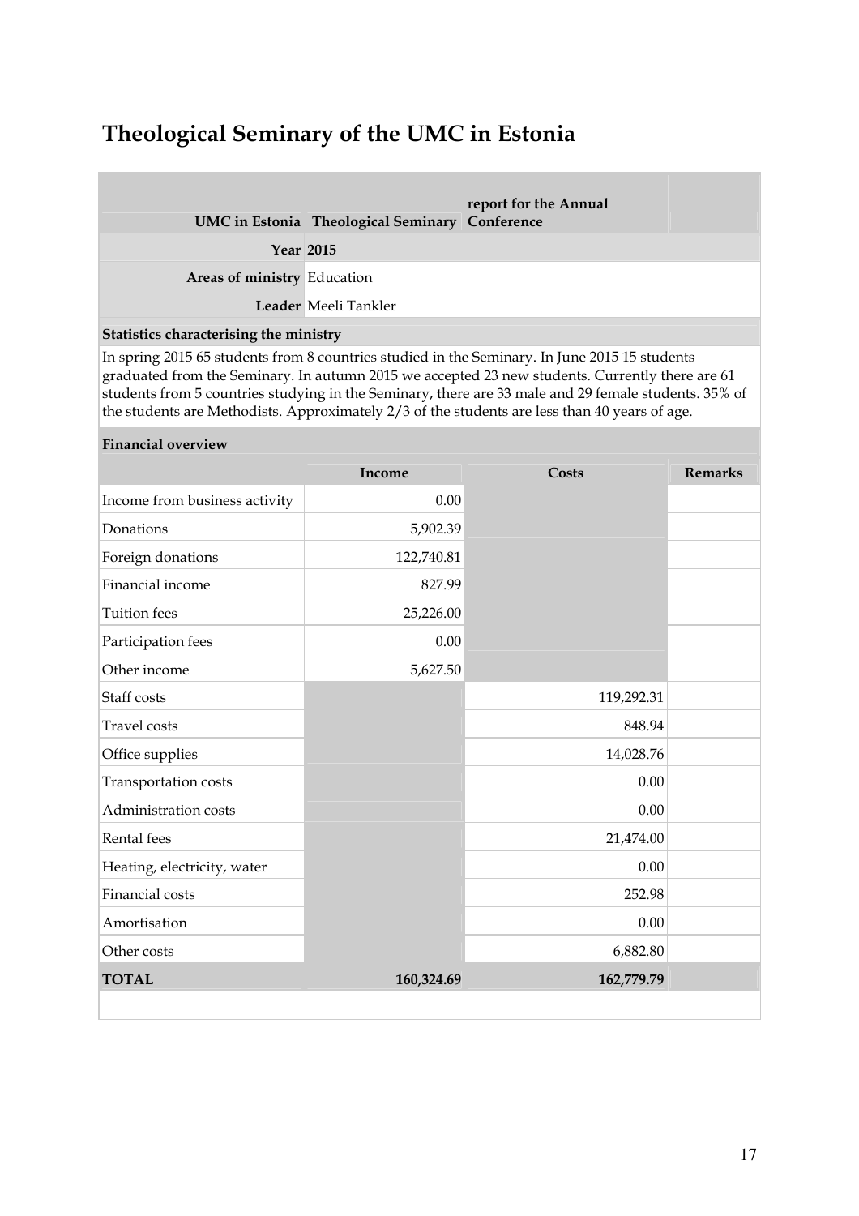# Theological Seminary of the UMC in Estonia

| UMC in Estonia | Theological Seminary | report for the Annual Conference | |
|---|---|---|---|
| **Year** | **2015** | | |
| **Areas of ministry** | Education | | |
| **Leader** | Meeli Tankler | | |

**Statistics characterising the ministry**

In spring 2015 65 students from 8 countries studied in the Seminary. In June 2015 15 students graduated from the Seminary. In autumn 2015 we accepted 23 new students. Currently there are 61 students from 5 countries studying in the Seminary, there are 33 male and 29 female students. 35% of the students are Methodists. Approximately 2/3 of the students are less than 40 years of age.

**Financial overview**

| | Income | Costs | Remarks |
|---|---|---|---|
| Income from business activity | 0.00 | | |
| Donations | 5,902.39 | | |
| Foreign donations | 122,740.81 | | |
| Financial income | 827.99 | | |
| Tuition fees | 25,226.00 | | |
| Participation fees | 0.00 | | |
| Other income | 5,627.50 | | |
| Staff costs | | 119,292.31 | |
| Travel costs | | 848.94 | |
| Office supplies | | 14,028.76 | |
| Transportation costs | | 0.00 | |
| Administration costs | | 0.00 | |
| Rental fees | | 21,474.00 | |
| Heating, electricity, water | | 0.00 | |
| Financial costs | | 252.98 | |
| Amortisation | | 0.00 | |
| Other costs | | 6,882.80 | |
| **TOTAL** | **160,324.69** | **162,779.79** | |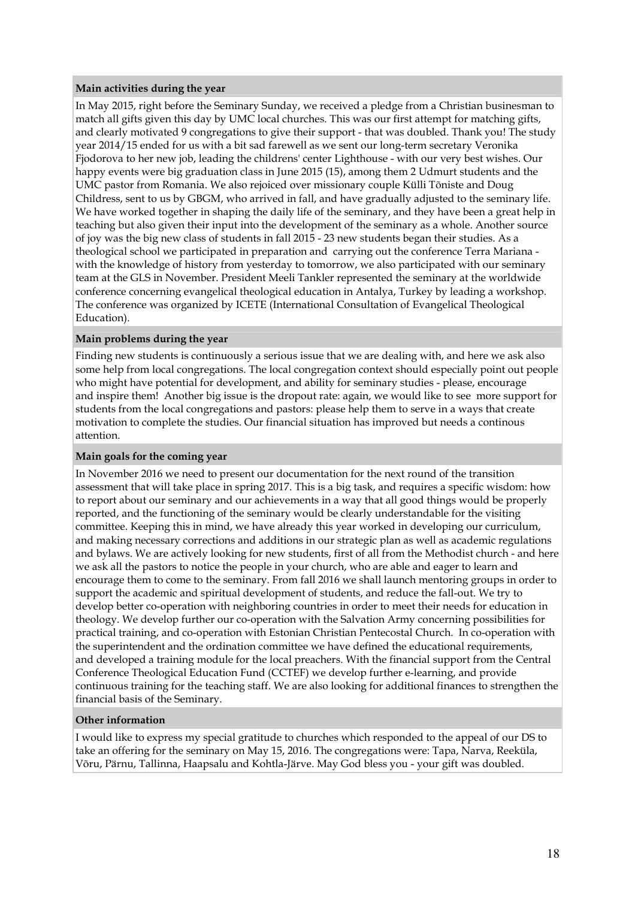### Main activities during the year

In May 2015, right before the Seminary Sunday, we received a pledge from a Christian businesman to match all gifts given this day by UMC local churches. This was our first attempt for matching gifts, and clearly motivated 9 congregations to give their support - that was doubled. Thank you! The study year 2014/15 ended for us with a bit sad farewell as we sent our long-term secretary Veronika Fjodorova to her new job, leading the childrens' center Lighthouse - with our very best wishes. Our happy events were big graduation class in June 2015 (15), among them 2 Udmurt students and the UMC pastor from Romania. We also rejoiced over missionary couple Külli Tõniste and Doug Childress, sent to us by GBGM, who arrived in fall, and have gradually adjusted to the seminary life. We have worked together in shaping the daily life of the seminary, and they have been a great help in teaching but also given their input into the development of the seminary as a whole. Another source of joy was the big new class of students in fall 2015 - 23 new students began their studies. As a theological school we participated in preparation and carrying out the conference Terra Mariana - with the knowledge of history from yesterday to tomorrow, we also participated with our seminary team at the GLS in November. President Meeli Tankler represented the seminary at the worldwide conference concerning evangelical theological education in Antalya, Turkey by leading a workshop. The conference was organized by ICETE (International Consultation of Evangelical Theological Education).

### Main problems during the year

Finding new students is continuously a serious issue that we are dealing with, and here we ask also some help from local congregations. The local congregation context should especially point out people who might have potential for development, and ability for seminary studies - please, encourage and inspire them! Another big issue is the dropout rate: again, we would like to see more support for students from the local congregations and pastors: please help them to serve in a ways that create motivation to complete the studies. Our financial situation has improved but needs a continous attention.

### Main goals for the coming year

In November 2016 we need to present our documentation for the next round of the transition assessment that will take place in spring 2017. This is a big task, and requires a specific wisdom: how to report about our seminary and our achievements in a way that all good things would be properly reported, and the functioning of the seminary would be clearly understandable for the visiting committee. Keeping this in mind, we have already this year worked in developing our curriculum, and making necessary corrections and additions in our strategic plan as well as academic regulations and bylaws. We are actively looking for new students, first of all from the Methodist church - and here we ask all the pastors to notice the people in your church, who are able and eager to learn and encourage them to come to the seminary. From fall 2016 we shall launch mentoring groups in order to support the academic and spiritual development of students, and reduce the fall-out. We try to develop better co-operation with neighboring countries in order to meet their needs for education in theology. We develop further our co-operation with the Salvation Army concerning possibilities for practical training, and co-operation with Estonian Christian Pentecostal Church. In co-operation with the superintendent and the ordination committee we have defined the educational requirements, and developed a training module for the local preachers. With the financial support from the Central Conference Theological Education Fund (CCTEF) we develop further e-learning, and provide continuous training for the teaching staff. We are also looking for additional finances to strengthen the financial basis of the Seminary.

### Other information

I would like to express my special gratitude to churches which responded to the appeal of our DS to take an offering for the seminary on May 15, 2016. The congregations were: Tapa, Narva, Reeküla, Võru, Pärnu, Tallinna, Haapsalu and Kohtla-Järve. May God bless you - your gift was doubled.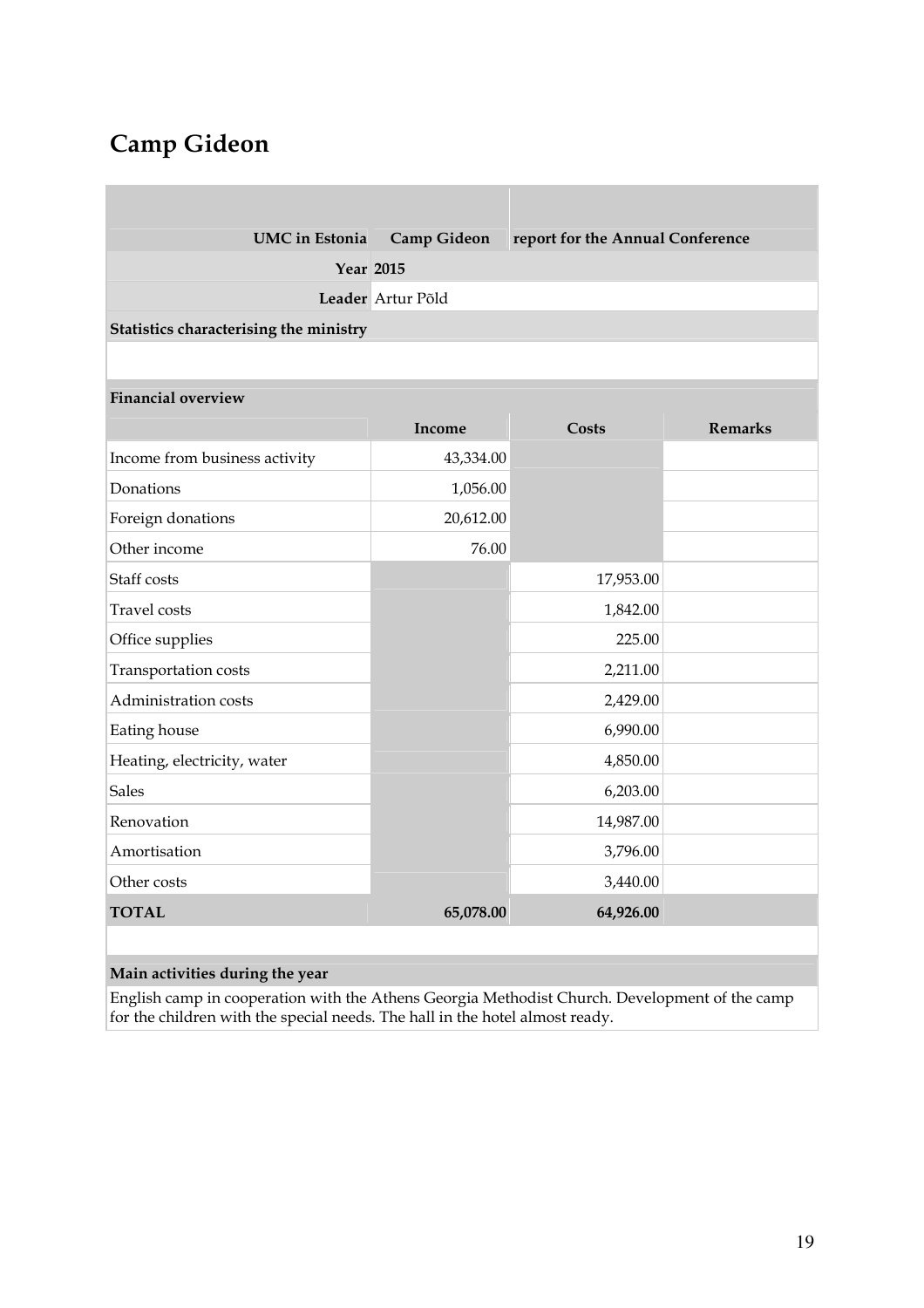# Camp Gideon

| UMC in Estonia | Camp Gideon | report for the Annual Conference | |
|---|---|---|---|
| Year | 2015 | | |
| Leader | Artur Põld | | |
| **Statistics characterising the ministry** | | | |
| | | | |
| **Financial overview** | | | |
| | **Income** | **Costs** | **Remarks** |
| Income from business activity | 43,334.00 | | |
| Donations | 1,056.00 | | |
| Foreign donations | 20,612.00 | | |
| Other income | 76.00 | | |
| Staff costs | | 17,953.00 | |
| Travel costs | | 1,842.00 | |
| Office supplies | | 225.00 | |
| Transportation costs | | 2,211.00 | |
| Administration costs | | 2,429.00 | |
| Eating house | | 6,990.00 | |
| Heating, electricity, water | | 4,850.00 | |
| Sales | | 6,203.00 | |
| Renovation | | 14,987.00 | |
| Amortisation | | 3,796.00 | |
| Other costs | | 3,440.00 | |
| **TOTAL** | **65,078.00** | **64,926.00** | |

**Main activities during the year**

English camp in cooperation with the Athens Georgia Methodist Church. Development of the camp for the children with the special needs. The hall in the hotel almost ready.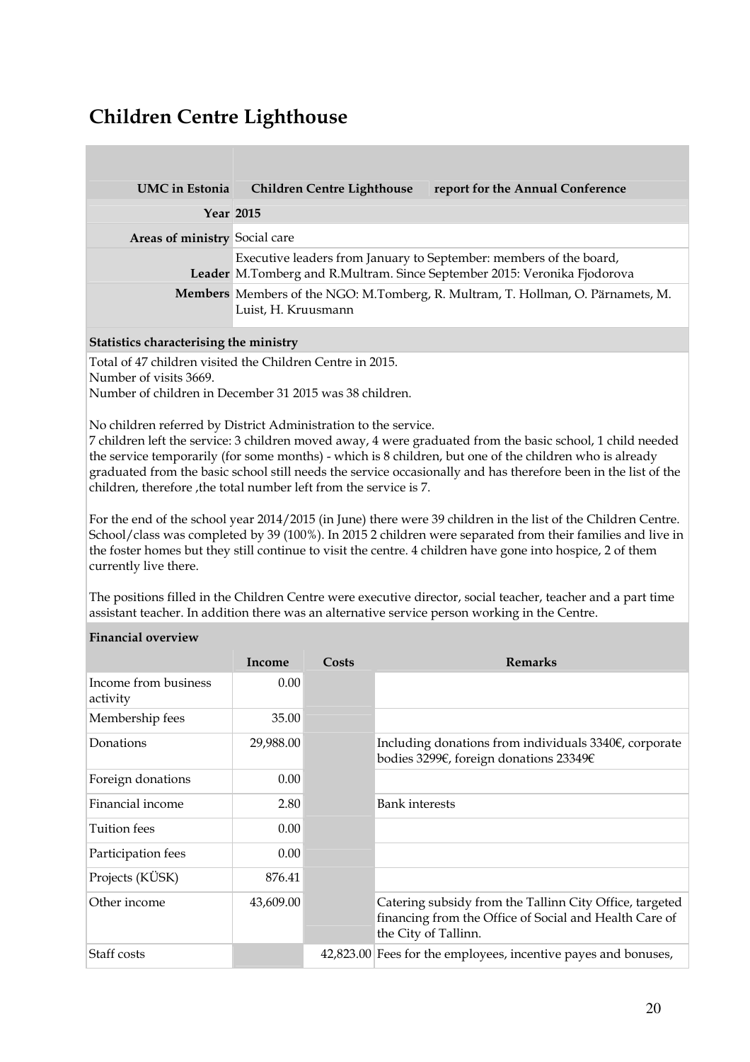# Children Centre Lighthouse

| UMC in Estonia | Children Centre Lighthouse | report for the Annual Conference |
|---|---|---|
| **Year** | **2015** | |
| **Areas of ministry** | Social care | |
| **Leader** | Executive leaders from January to September: members of the board, M.Tomberg and R.Multram. Since September 2015: Veronika Fjodorova | |
| **Members** | Members of the NGO: M.Tomberg, R. Multram, T. Hollman, O. Pärnamets, M. Luist, H. Kruusmann | |

**Statistics characterising the ministry**

Total of 47 children visited the Children Centre in 2015.
Number of visits 3669.
Number of children in December 31 2015 was 38 children.

No children referred by District Administration to the service.
7 children left the service: 3 children moved away, 4 were graduated from the basic school, 1 child needed the service temporarily (for some months) - which is 8 children, but one of the children who is already graduated from the basic school still needs the service occasionally and has therefore been in the list of the children, therefore ,the total number left from the service is 7.

For the end of the school year 2014/2015 (in June) there were 39 children in the list of the Children Centre. School/class was completed by 39 (100%). In 2015 2 children were separated from their families and live in the foster homes but they still continue to visit the centre. 4 children have gone into hospice, 2 of them currently live there.

The positions filled in the Children Centre were executive director, social teacher, teacher and a part time assistant teacher. In addition there was an alternative service person working in the Centre.

**Financial overview**

| | Income | Costs | Remarks |
|---|---|---|---|
| Income from business activity | 0.00 | | |
| Membership fees | 35.00 | | |
| Donations | 29,988.00 | | Including donations from individuals 3340€, corporate bodies 3299€, foreign donations 23349€ |
| Foreign donations | 0.00 | | |
| Financial income | 2.80 | | Bank interests |
| Tuition fees | 0.00 | | |
| Participation fees | 0.00 | | |
| Projects (KÜSK) | 876.41 | | |
| Other income | 43,609.00 | | Catering subsidy from the Tallinn City Office, targeted financing from the Office of Social and Health Care of the City of Tallinn. |
| Staff costs | | 42,823.00 | Fees for the employees, incentive payes and bonuses, |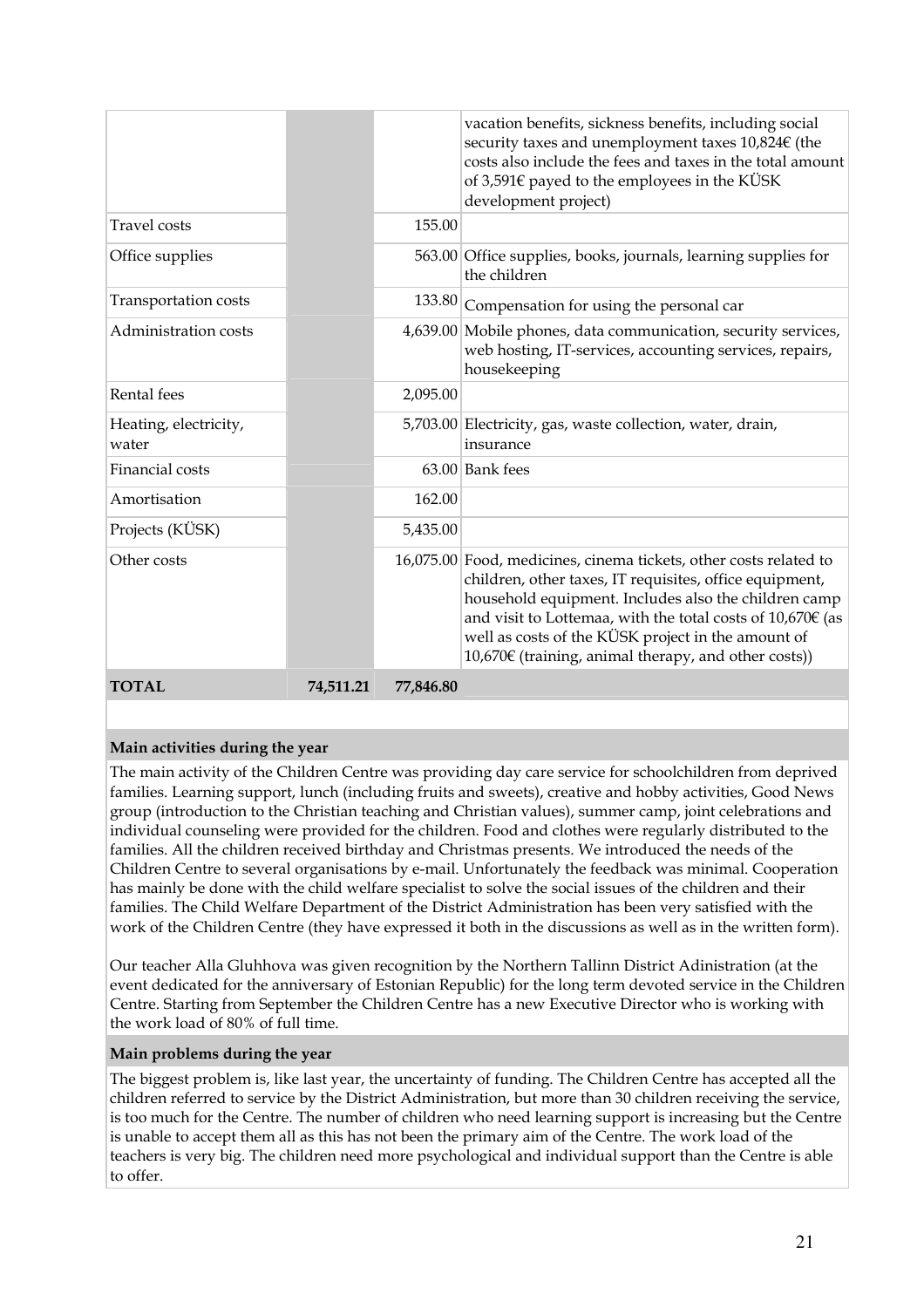| | | | |
|---|---|---|---|
| | | | vacation benefits, sickness benefits, including social security taxes and unemployment taxes 10,824€ (the costs also include the fees and taxes in the total amount of 3,591€ payed to the employees in the KÜSK development project) |
| Travel costs | | 155.00 | |
| Office supplies | | 563.00 | Office supplies, books, journals, learning supplies for the children |
| Transportation costs | | 133.80 | Compensation for using the personal car |
| Administration costs | | 4,639.00 | Mobile phones, data communication, security services, web hosting, IT-services, accounting services, repairs, housekeeping |
| Rental fees | | 2,095.00 | |
| Heating, electricity, water | | 5,703.00 | Electricity, gas, waste collection, water, drain, insurance |
| Financial costs | | 63.00 | Bank fees |
| Amortisation | | 162.00 | |
| Projects (KÜSK) | | 5,435.00 | |
| Other costs | | 16,075.00 | Food, medicines, cinema tickets, other costs related to children, other taxes, IT requisites, office equipment, household equipment. Includes also the children camp and visit to Lottemaa, with the total costs of 10,670€ (as well as costs of the KÜSK project in the amount of 10,670€ (training, animal therapy, and other costs)) |
| **TOTAL** | **74,511.21** | **77,846.80** | |

**Main activities during the year**

The main activity of the Children Centre was providing day care service for schoolchildren from deprived families. Learning support, lunch (including fruits and sweets), creative and hobby activities, Good News group (introduction to the Christian teaching and Christian values), summer camp, joint celebrations and individual counseling were provided for the children. Food and clothes were regularly distributed to the families. All the children received birthday and Christmas presents. We introduced the needs of the Children Centre to several organisations by e-mail. Unfortunately the feedback was minimal. Cooperation has mainly be done with the child welfare specialist to solve the social issues of the children and their families. The Child Welfare Department of the District Administration has been very satisfied with the work of the Children Centre (they have expressed it both in the discussions as well as in the written form).

Our teacher Alla Gluhhova was given recognition by the Northern Tallinn District Adinistration (at the event dedicated for the anniversary of Estonian Republic) for the long term devoted service in the Children Centre. Starting from September the Children Centre has a new Executive Director who is working with the work load of 80% of full time.

**Main problems during the year**

The biggest problem is, like last year, the uncertainty of funding. The Children Centre has accepted all the children referred to service by the District Administration, but more than 30 children receiving the service, is too much for the Centre. The number of children who need learning support is increasing but the Centre is unable to accept them all as this has not been the primary aim of the Centre. The work load of the teachers is very big. The children need more psychological and individual support than the Centre is able to offer.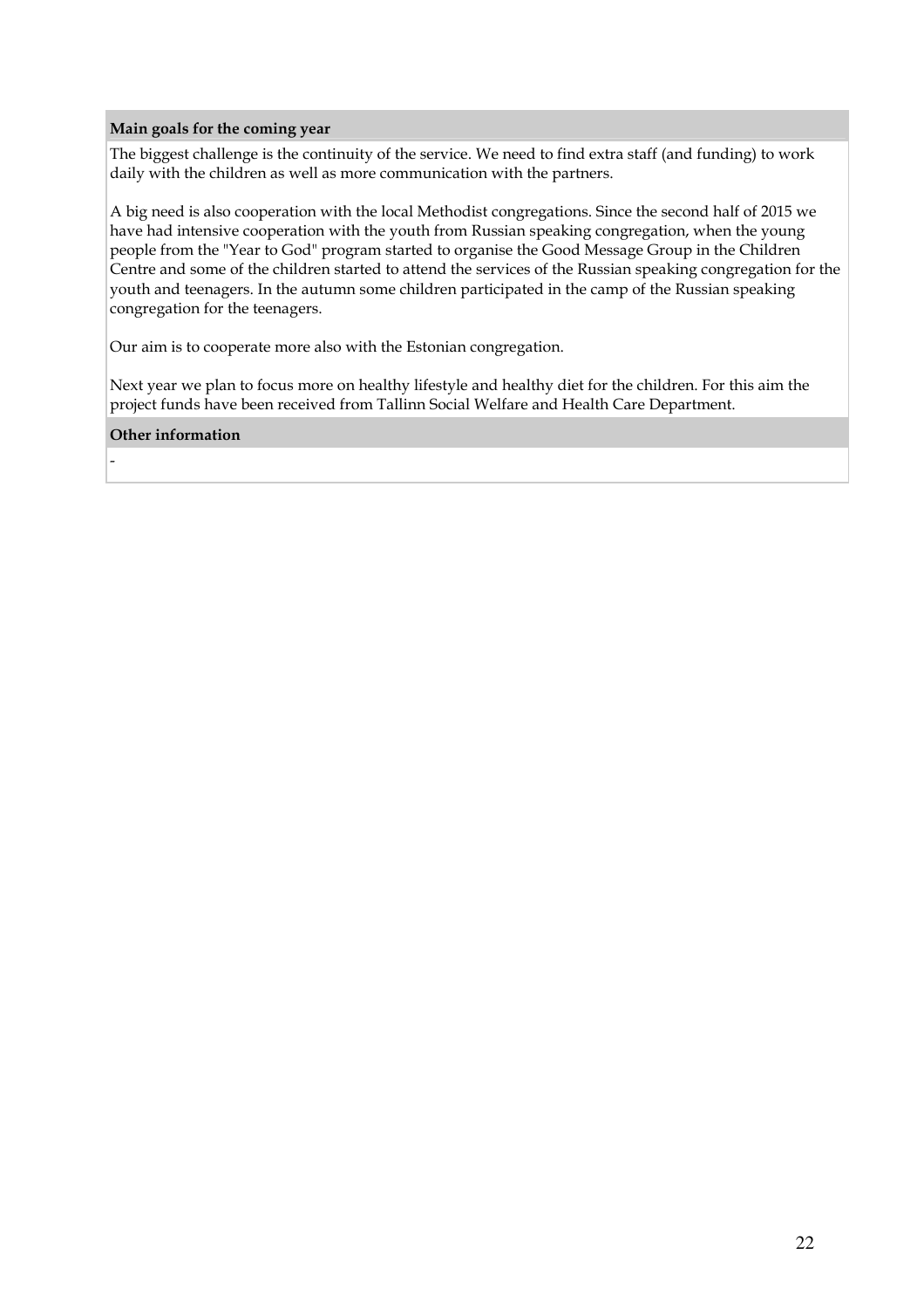**Main goals for the coming year**

The biggest challenge is the continuity of the service. We need to find extra staff (and funding) to work daily with the children as well as more communication with the partners.

A big need is also cooperation with the local Methodist congregations. Since the second half of 2015 we have had intensive cooperation with the youth from Russian speaking congregation, when the young people from the "Year to God" program started to organise the Good Message Group in the Children Centre and some of the children started to attend the services of the Russian speaking congregation for the youth and teenagers. In the autumn some children participated in the camp of the Russian speaking congregation for the teenagers.

Our aim is to cooperate more also with the Estonian congregation.

Next year we plan to focus more on healthy lifestyle and healthy diet for the children. For this aim the project funds have been received from Tallinn Social Welfare and Health Care Department.

**Other information**

-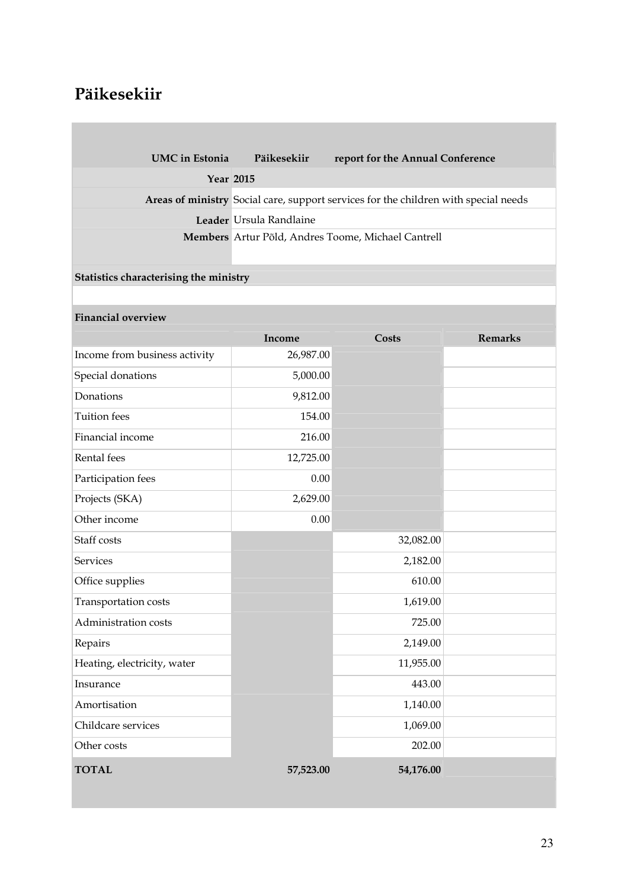# Päikesekiir

| UMC in Estonia | Päikesekiir | report for the Annual Conference | |
|---|---|---|---|
| **Year** | **2015** | | |
| **Areas of ministry** | Social care, support services for the children with special needs | | |
| **Leader** | Ursula Randlaine | | |
| **Members** | Artur Põld, Andres Toome, Michael Cantrell | | |
| **Statistics characterising the ministry** | | | |
| | | | |
| **Financial overview** | | | |
| | **Income** | **Costs** | **Remarks** |
| Income from business activity | 26,987.00 | | |
| Special donations | 5,000.00 | | |
| Donations | 9,812.00 | | |
| Tuition fees | 154.00 | | |
| Financial income | 216.00 | | |
| Rental fees | 12,725.00 | | |
| Participation fees | 0.00 | | |
| Projects (SKA) | 2,629.00 | | |
| Other income | 0.00 | | |
| Staff costs | | 32,082.00 | |
| Services | | 2,182.00 | |
| Office supplies | | 610.00 | |
| Transportation costs | | 1,619.00 | |
| Administration costs | | 725.00 | |
| Repairs | | 2,149.00 | |
| Heating, electricity, water | | 11,955.00 | |
| Insurance | | 443.00 | |
| Amortisation | | 1,140.00 | |
| Childcare services | | 1,069.00 | |
| Other costs | | 202.00 | |
| **TOTAL** | **57,523.00** | **54,176.00** | |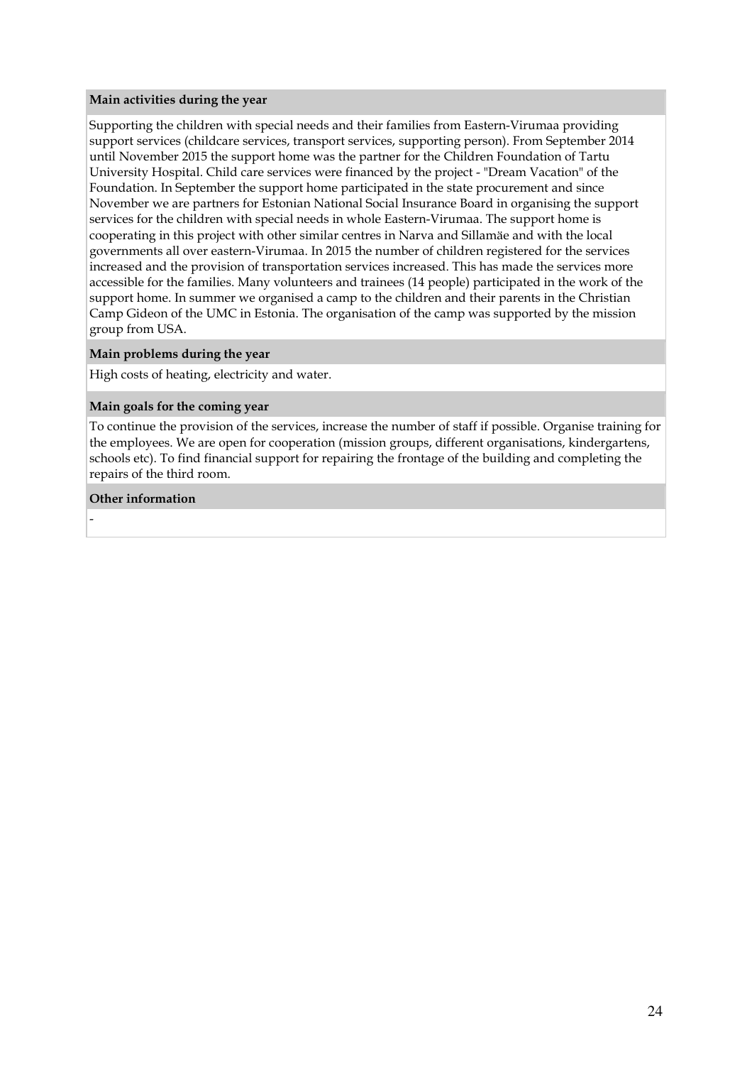**Main activities during the year**

Supporting the children with special needs and their families from Eastern-Virumaa providing support services (childcare services, transport services, supporting person). From September 2014 until November 2015 the support home was the partner for the Children Foundation of Tartu University Hospital. Child care services were financed by the project - "Dream Vacation" of the Foundation. In September the support home participated in the state procurement and since November we are partners for Estonian National Social Insurance Board in organising the support services for the children with special needs in whole Eastern-Virumaa. The support home is cooperating in this project with other similar centres in Narva and Sillamäe and with the local governments all over eastern-Virumaa. In 2015 the number of children registered for the services increased and the provision of transportation services increased. This has made the services more accessible for the families. Many volunteers and trainees (14 people) participated in the work of the support home. In summer we organised a camp to the children and their parents in the Christian Camp Gideon of the UMC in Estonia. The organisation of the camp was supported by the mission group from USA.

**Main problems during the year**

High costs of heating, electricity and water.

**Main goals for the coming year**

To continue the provision of the services, increase the number of staff if possible. Organise training for the employees. We are open for cooperation (mission groups, different organisations, kindergartens, schools etc). To find financial support for repairing the frontage of the building and completing the repairs of the third room.

**Other information**

-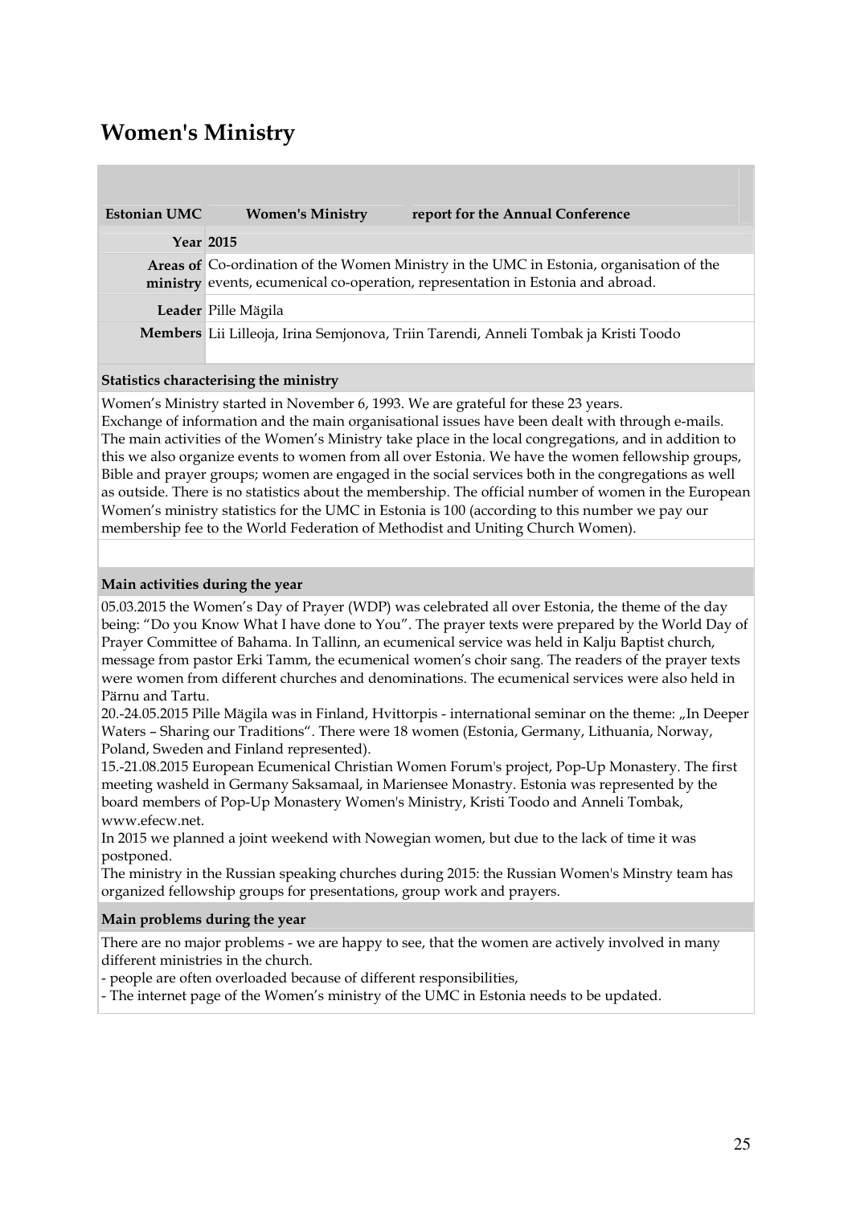# Women's Ministry

| Estonian UMC | Women's Ministry report for the Annual Conference |
|---|---|
| **Year** | **2015** |
| **Areas of ministry** | Co-ordination of the Women Ministry in the UMC in Estonia, organisation of the events, ecumenical co-operation, representation in Estonia and abroad. |
| **Leader** | Pille Mägila |
| **Members** | Lii Lilleoja, Irina Semjonova, Triin Tarendi, Anneli Tombak ja Kristi Toodo |

**Statistics characterising the ministry**

Women's Ministry started in November 6, 1993. We are grateful for these 23 years.
Exchange of information and the main organisational issues have been dealt with through e-mails. The main activities of the Women's Ministry take place in the local congregations, and in addition to this we also organize events to women from all over Estonia. We have the women fellowship groups, Bible and prayer groups; women are engaged in the social services both in the congregations as well as outside. There is no statistics about the membership. The official number of women in the European Women's ministry statistics for the UMC in Estonia is 100 (according to this number we pay our membership fee to the World Federation of Methodist and Uniting Church Women).

**Main activities during the year**

05.03.2015 the Women's Day of Prayer (WDP) was celebrated all over Estonia, the theme of the day being: "Do you Know What I have done to You". The prayer texts were prepared by the World Day of Prayer Committee of Bahama. In Tallinn, an ecumenical service was held in Kalju Baptist church, message from pastor Erki Tamm, the ecumenical women's choir sang. The readers of the prayer texts were women from different churches and denominations. The ecumenical services were also held in Pärnu and Tartu.
20.-24.05.2015 Pille Mägila was in Finland, Hvittorpis - international seminar on the theme: „In Deeper Waters – Sharing our Traditions". There were 18 women (Estonia, Germany, Lithuania, Norway, Poland, Sweden and Finland represented).
15.-21.08.2015 European Ecumenical Christian Women Forum's project, Pop-Up Monastery. The first meeting washeld in Germany Saksamaal, in Mariensee Monastry. Estonia was represented by the board members of Pop-Up Monastery Women's Ministry, Kristi Toodo and Anneli Tombak, www.efecw.net.
In 2015 we planned a joint weekend with Nowegian women, but due to the lack of time it was postponed.
The ministry in the Russian speaking churches during 2015: the Russian Women's Minstry team has organized fellowship groups for presentations, group work and prayers.

**Main problems during the year**

There are no major problems - we are happy to see, that the women are actively involved in many different ministries in the church.
- people are often overloaded because of different responsibilities,
- The internet page of the Women's ministry of the UMC in Estonia needs to be updated.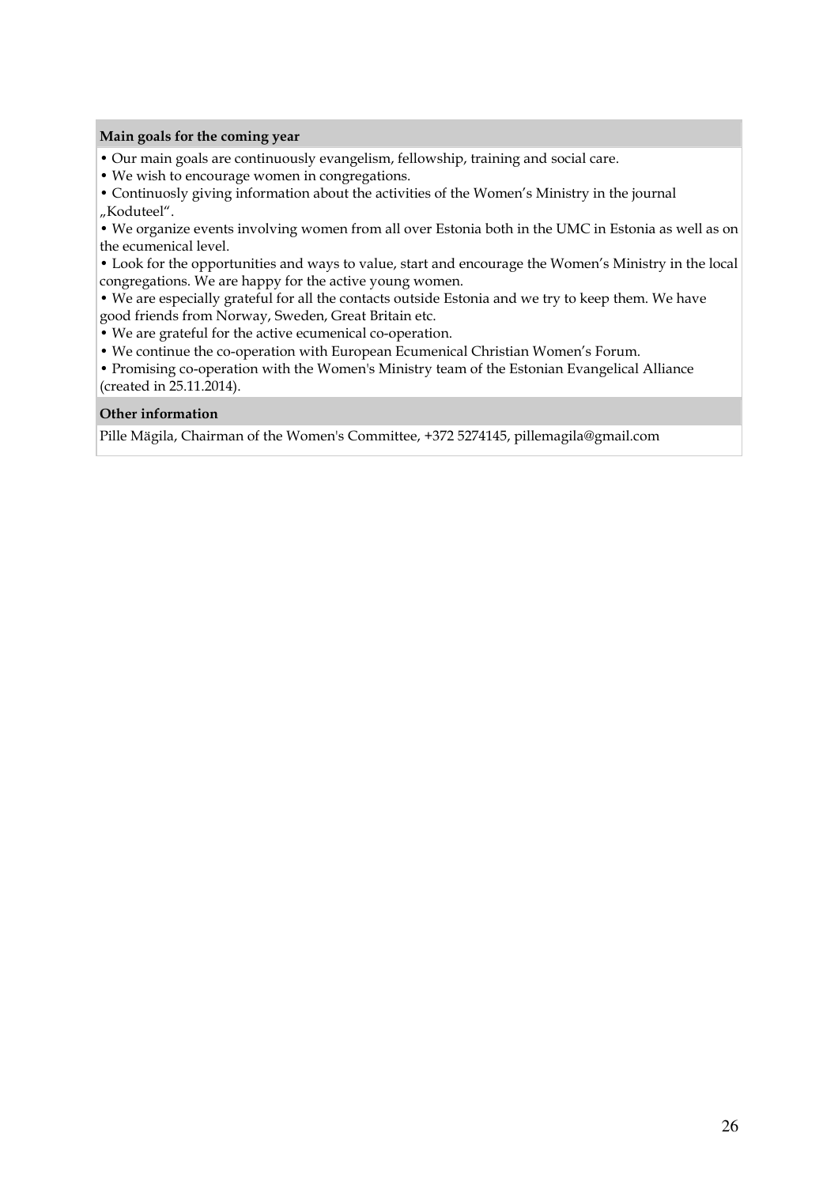**Main goals for the coming year**

- Our main goals are continuously evangelism, fellowship, training and social care.
- We wish to encourage women in congregations.
- Continuosly giving information about the activities of the Women's Ministry in the journal „Koduteel".
- We organize events involving women from all over Estonia both in the UMC in Estonia as well as on the ecumenical level.
- Look for the opportunities and ways to value, start and encourage the Women's Ministry in the local congregations. We are happy for the active young women.
- We are especially grateful for all the contacts outside Estonia and we try to keep them. We have good friends from Norway, Sweden, Great Britain etc.
- We are grateful for the active ecumenical co-operation.
- We continue the co-operation with European Ecumenical Christian Women's Forum.
- Promising co-operation with the Women's Ministry team of the Estonian Evangelical Alliance (created in 25.11.2014).

**Other information**

Pille Mägila, Chairman of the Women's Committee, +372 5274145, pillemagila@gmail.com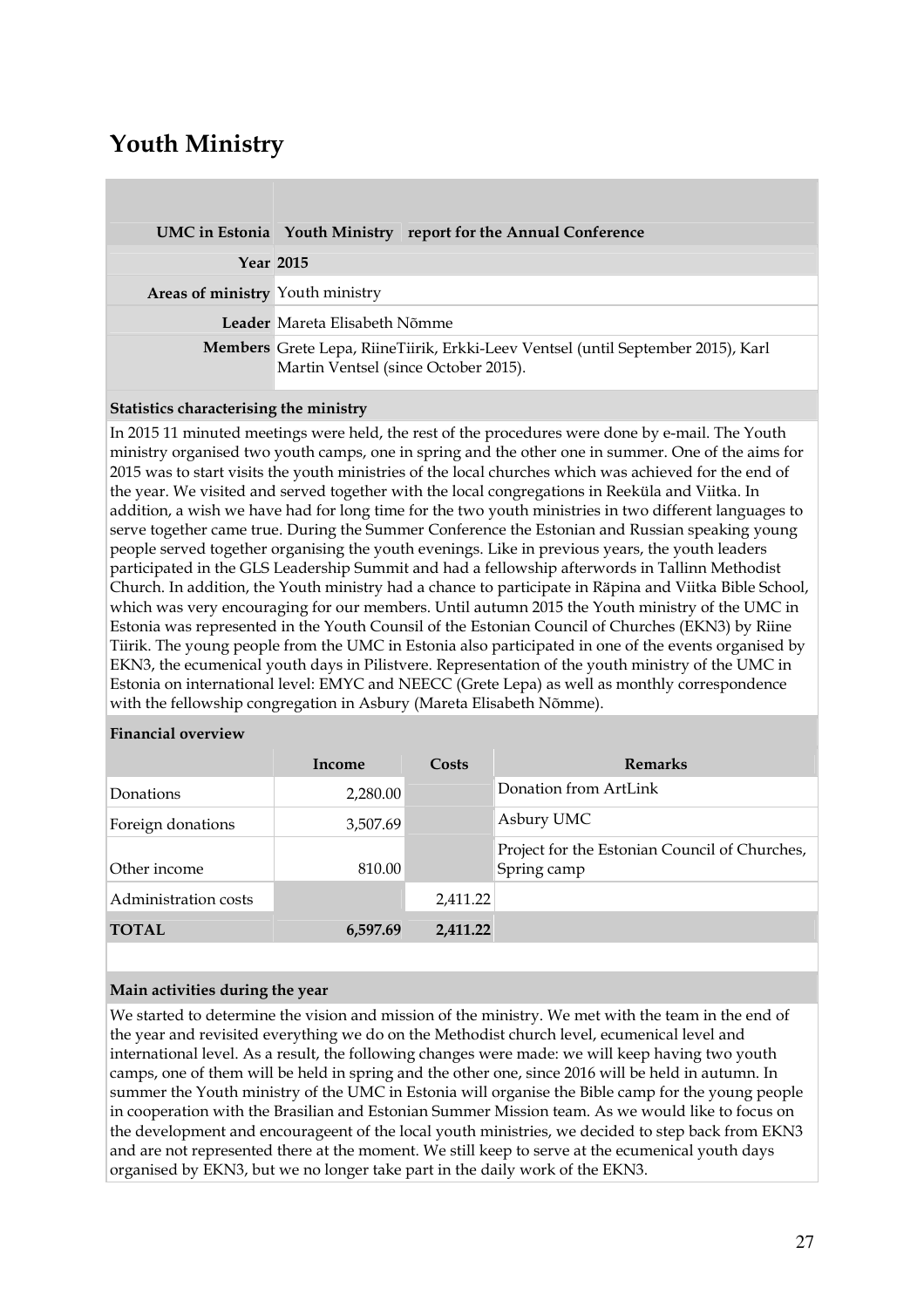# Youth Ministry

| | | |
|---|---|---|
| **UMC in Estonia** | **Youth Ministry** | **report for the Annual Conference** |
| **Year** | **2015** | |
| **Areas of ministry** | Youth ministry | |
| **Leader** | Mareta Elisabeth Nõmme | |
| **Members** | Grete Lepa, RiineTiirik, Erkki-Leev Ventsel (until September 2015), Karl Martin Ventsel (since October 2015). | |

**Statistics characterising the ministry**

In 2015 11 minuted meetings were held, the rest of the procedures were done by e-mail. The Youth ministry organised two youth camps, one in spring and the other one in summer. One of the aims for 2015 was to start visits the youth ministries of the local churches which was achieved for the end of the year. We visited and served together with the local congregations in Reeküla and Viitka. In addition, a wish we have had for long time for the two youth ministries in two different languages to serve together came true. During the Summer Conference the Estonian and Russian speaking young people served together organising the youth evenings. Like in previous years, the youth leaders participated in the GLS Leadership Summit and had a fellowship afterwords in Tallinn Methodist Church. In addition, the Youth ministry had a chance to participate in Räpina and Viitka Bible School, which was very encouraging for our members. Until autumn 2015 the Youth ministry of the UMC in Estonia was represented in the Youth Counsil of the Estonian Council of Churches (EKN3) by Riine Tiirik. The young people from the UMC in Estonia also participated in one of the events organised by EKN3, the ecumenical youth days in Pilistvere. Representation of the youth ministry of the UMC in Estonia on international level: EMYC and NEECC (Grete Lepa) as well as monthly correspondence with the fellowship congregation in Asbury (Mareta Elisabeth Nõmme).

**Financial overview**

| | Income | Costs | Remarks |
|---|---|---|---|
| Donations | 2,280.00 | | Donation from ArtLink |
| Foreign donations | 3,507.69 | | Asbury UMC |
| Other income | 810.00 | | Project for the Estonian Council of Churches, Spring camp |
| Administration costs | | 2,411.22 | |
| **TOTAL** | **6,597.69** | **2,411.22** | |

**Main activities during the year**

We started to determine the vision and mission of the ministry. We met with the team in the end of the year and revisited everything we do on the Methodist church level, ecumenical level and international level. As a result, the following changes were made: we will keep having two youth camps, one of them will be held in spring and the other one, since 2016 will be held in autumn. In summer the Youth ministry of the UMC in Estonia will organise the Bible camp for the young people in cooperation with the Brasilian and Estonian Summer Mission team. As we would like to focus on the development and encourageent of the local youth ministries, we decided to step back from EKN3 and are not represented there at the moment. We still keep to serve at the ecumenical youth days organised by EKN3, but we no longer take part in the daily work of the EKN3.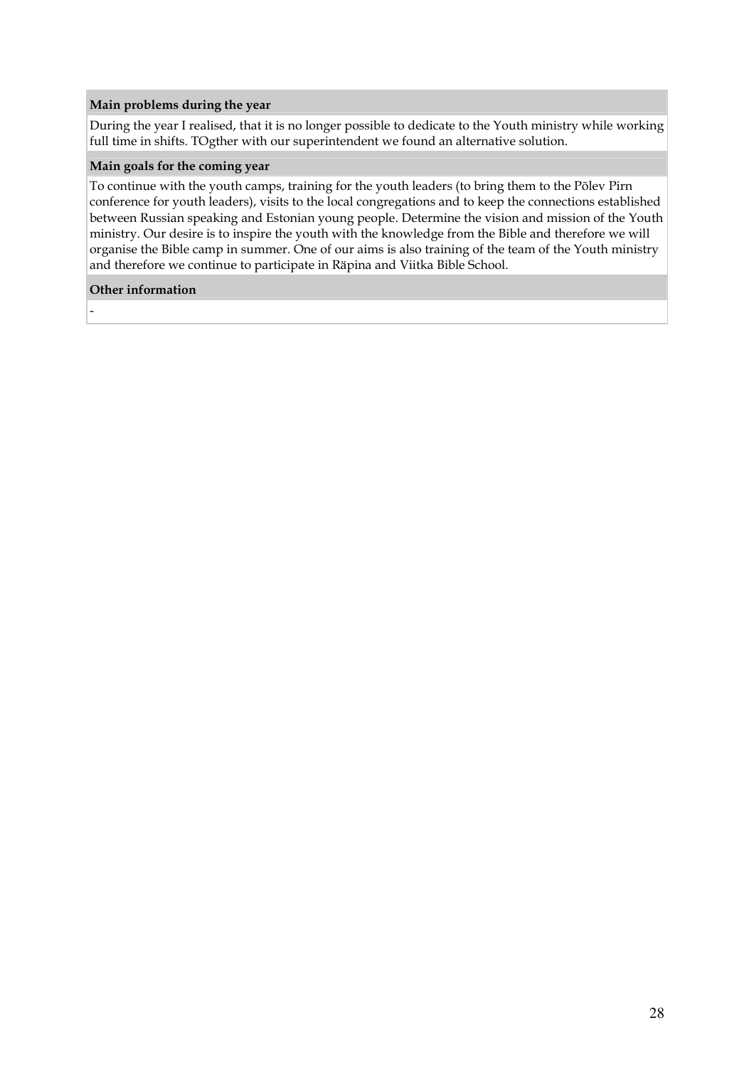**Main problems during the year**

During the year I realised, that it is no longer possible to dedicate to the Youth ministry while working full time in shifts. TOgther with our superintendent we found an alternative solution.

**Main goals for the coming year**

To continue with the youth camps, training for the youth leaders (to bring them to the Põlev Pirn conference for youth leaders), visits to the local congregations and to keep the connections established between Russian speaking and Estonian young people. Determine the vision and mission of the Youth ministry. Our desire is to inspire the youth with the knowledge from the Bible and therefore we will organise the Bible camp in summer. One of our aims is also training of the team of the Youth ministry and therefore we continue to participate in Räpina and Viitka Bible School.

**Other information**

-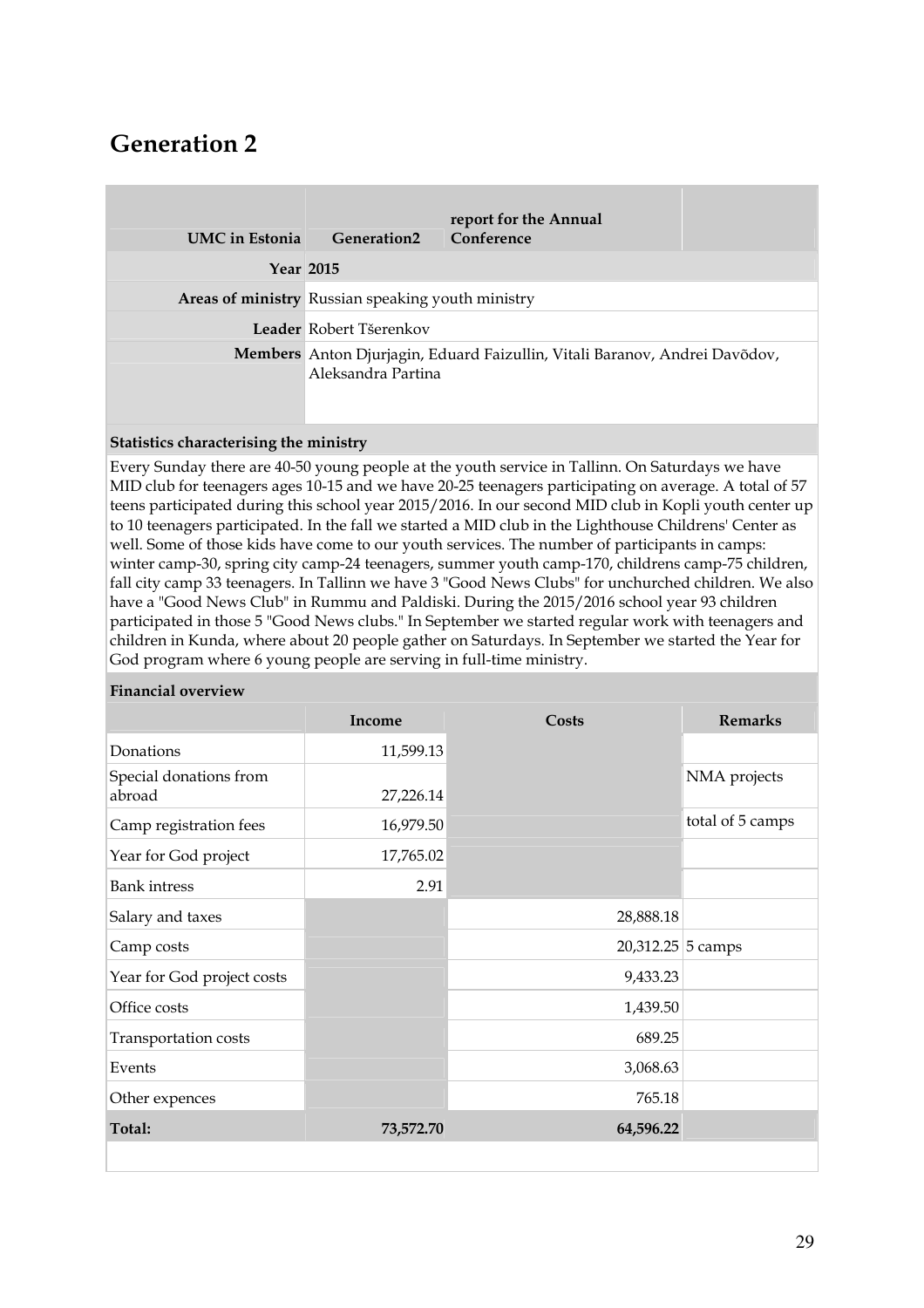# Generation 2

| UMC in Estonia | Generation2 | report for the Annual Conference | |
|---|---|---|---|
| **Year** | **2015** | | |
| **Areas of ministry** | Russian speaking youth ministry | | |
| **Leader** | Robert Tšerenkov | | |
| **Members** | Anton Djurjagin, Eduard Faizullin, Vitali Baranov, Andrei Davõdov, Aleksandra Partina | | |

**Statistics characterising the ministry**

Every Sunday there are 40-50 young people at the youth service in Tallinn. On Saturdays we have MID club for teenagers ages 10-15 and we have 20-25 teenagers participating on average. A total of 57 teens participated during this school year 2015/2016. In our second MID club in Kopli youth center up to 10 teenagers participated. In the fall we started a MID club in the Lighthouse Childrens' Center as well. Some of those kids have come to our youth services. The number of participants in camps: winter camp-30, spring city camp-24 teenagers, summer youth camp-170, childrens camp-75 children, fall city camp 33 teenagers. In Tallinn we have 3 "Good News Clubs" for unchurched children. We also have a "Good News Club" in Rummu and Paldiski. During the 2015/2016 school year 93 children participated in those 5 "Good News clubs." In September we started regular work with teenagers and children in Kunda, where about 20 people gather on Saturdays. In September we started the Year for God program where 6 young people are serving in full-time ministry.

**Financial overview**

| | Income | Costs | Remarks |
|---|---|---|---|
| Donations | 11,599.13 | | |
| Special donations from abroad | 27,226.14 | | NMA projects |
| Camp registration fees | 16,979.50 | | total of 5 camps |
| Year for God project | 17,765.02 | | |
| Bank intress | 2.91 | | |
| Salary and taxes | | 28,888.18 | |
| Camp costs | | 20,312.25 | 5 camps |
| Year for God project costs | | 9,433.23 | |
| Office costs | | 1,439.50 | |
| Transportation costs | | 689.25 | |
| Events | | 3,068.63 | |
| Other expences | | 765.18 | |
| **Total:** | **73,572.70** | **64,596.22** | |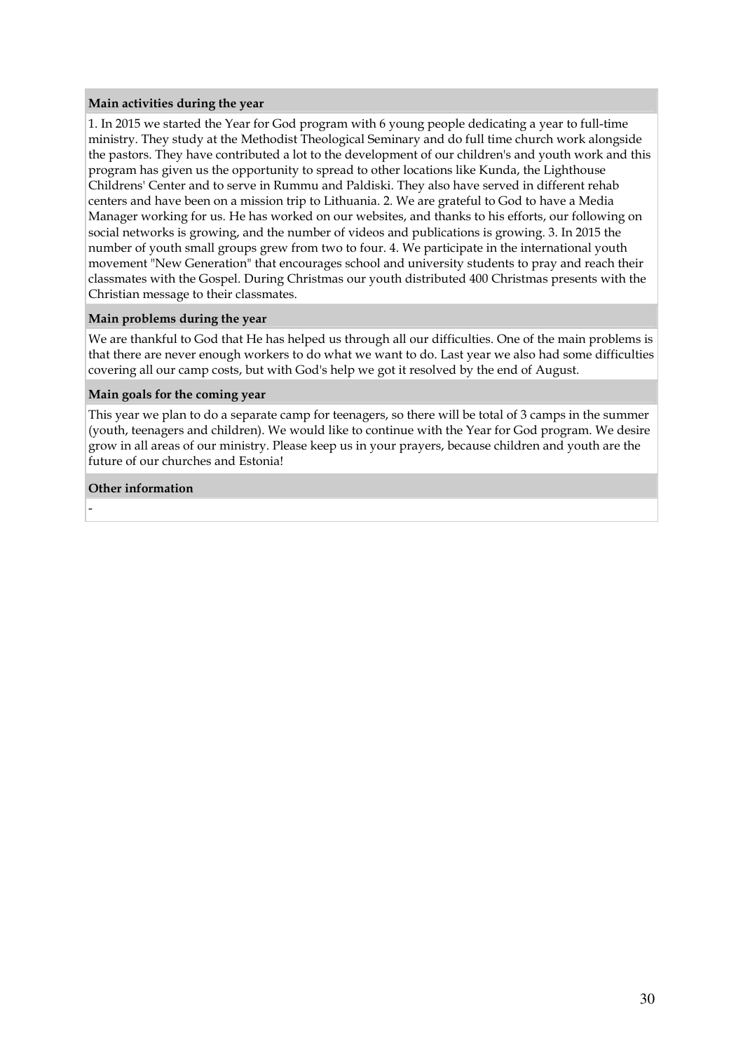**Main activities during the year**

1. In 2015 we started the Year for God program with 6 young people dedicating a year to full-time ministry. They study at the Methodist Theological Seminary and do full time church work alongside the pastors. They have contributed a lot to the development of our children's and youth work and this program has given us the opportunity to spread to other locations like Kunda, the Lighthouse Childrens' Center and to serve in Rummu and Paldiski. They also have served in different rehab centers and have been on a mission trip to Lithuania. 2. We are grateful to God to have a Media Manager working for us. He has worked on our websites, and thanks to his efforts, our following on social networks is growing, and the number of videos and publications is growing. 3. In 2015 the number of youth small groups grew from two to four. 4. We participate in the international youth movement "New Generation" that encourages school and university students to pray and reach their classmates with the Gospel. During Christmas our youth distributed 400 Christmas presents with the Christian message to their classmates.

**Main problems during the year**

We are thankful to God that He has helped us through all our difficulties. One of the main problems is that there are never enough workers to do what we want to do. Last year we also had some difficulties covering all our camp costs, but with God's help we got it resolved by the end of August.

**Main goals for the coming year**

This year we plan to do a separate camp for teenagers, so there will be total of 3 camps in the summer (youth, teenagers and children). We would like to continue with the Year for God program. We desire grow in all areas of our ministry. Please keep us in your prayers, because children and youth are the future of our churches and Estonia!

**Other information**

-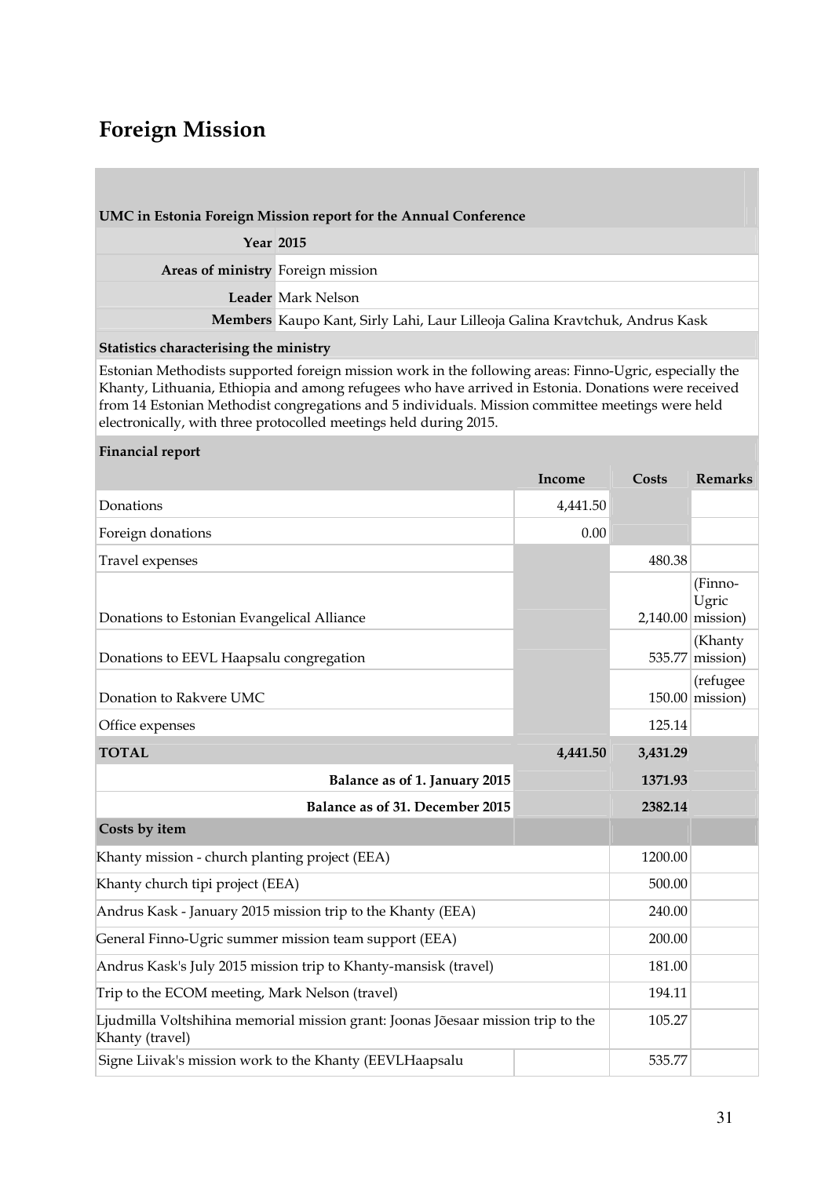# Foreign Mission

| UMC in Estonia Foreign Mission report for the Annual Conference | |
|---|---|
| **Year** | **2015** |
| **Areas of ministry** | Foreign mission |
| **Leader** | Mark Nelson |
| **Members** | Kaupo Kant, Sirly Lahi, Laur Lilleoja Galina Kravtchuk, Andrus Kask |

**Statistics characterising the ministry**

Estonian Methodists supported foreign mission work in the following areas: Finno-Ugric, especially the Khanty, Lithuania, Ethiopia and among refugees who have arrived in Estonia. Donations were received from 14 Estonian Methodist congregations and 5 individuals. Mission committee meetings were held electronically, with three protocolled meetings held during 2015.

**Financial report**

| | Income | Costs | Remarks |
|---|---|---|---|
| Donations | 4,441.50 | | |
| Foreign donations | 0.00 | | |
| Travel expenses | | 480.38 | |
| Donations to Estonian Evangelical Alliance | | 2,140.00 | (Finno-Ugric mission) |
| Donations to EEVL Haapsalu congregation | | 535.77 | (Khanty mission) |
| Donation to Rakvere UMC | | 150.00 | (refugee mission) |
| Office expenses | | 125.14 | |
| **TOTAL** | **4,441.50** | **3,431.29** | |
| **Balance as of 1. January 2015** | | **1371.93** | |
| **Balance as of 31. December 2015** | | **2382.14** | |
| **Costs by item** | | | |
| Khanty mission - church planting project (EEA) | | 1200.00 | |
| Khanty church tipi project (EEA) | | 500.00 | |
| Andrus Kask - January 2015 mission trip to the Khanty (EEA) | | 240.00 | |
| General Finno-Ugric summer mission team support (EEA) | | 200.00 | |
| Andrus Kask's July 2015 mission trip to Khanty-mansisk (travel) | | 181.00 | |
| Trip to the ECOM meeting, Mark Nelson (travel) | | 194.11 | |
| Ljudmilla Voltshihina memorial mission grant: Joonas Jõesaar mission trip to the Khanty (travel) | | 105.27 | |
| Signe Liivak's mission work to the Khanty (EEVLHaapsalu | | 535.77 | |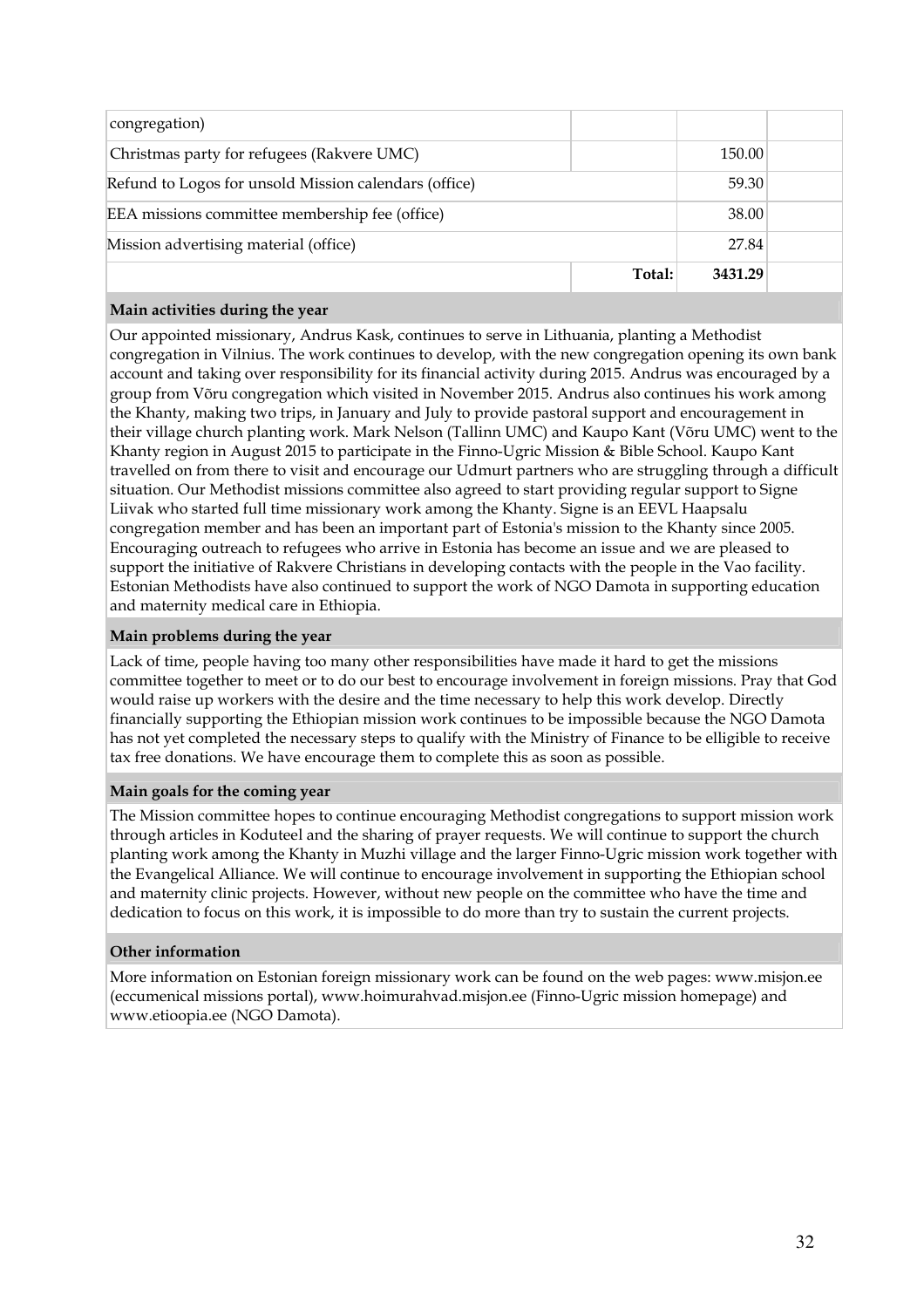| | | | |
|---|---|---|---|
| congregation) | | | |
| Christmas party for refugees (Rakvere UMC) | | 150.00 | |
| Refund to Logos for unsold Mission calendars (office) | | 59.30 | |
| EEA missions committee membership fee (office) | | 38.00 | |
| Mission advertising material (office) | | 27.84 | |
| | **Total:** | **3431.29** | |

**Main activities during the year**

Our appointed missionary, Andrus Kask, continues to serve in Lithuania, planting a Methodist congregation in Vilnius. The work continues to develop, with the new congregation opening its own bank account and taking over responsibility for its financial activity during 2015. Andrus was encouraged by a group from Võru congregation which visited in November 2015. Andrus also continues his work among the Khanty, making two trips, in January and July to provide pastoral support and encouragement in their village church planting work. Mark Nelson (Tallinn UMC) and Kaupo Kant (Võru UMC) went to the Khanty region in August 2015 to participate in the Finno-Ugric Mission & Bible School. Kaupo Kant travelled on from there to visit and encourage our Udmurt partners who are struggling through a difficult situation. Our Methodist missions committee also agreed to start providing regular support to Signe Liivak who started full time missionary work among the Khanty. Signe is an EEVL Haapsalu congregation member and has been an important part of Estonia's mission to the Khanty since 2005. Encouraging outreach to refugees who arrive in Estonia has become an issue and we are pleased to support the initiative of Rakvere Christians in developing contacts with the people in the Vao facility. Estonian Methodists have also continued to support the work of NGO Damota in supporting education and maternity medical care in Ethiopia.

**Main problems during the year**

Lack of time, people having too many other responsibilities have made it hard to get the missions committee together to meet or to do our best to encourage involvement in foreign missions. Pray that God would raise up workers with the desire and the time necessary to help this work develop. Directly financially supporting the Ethiopian mission work continues to be impossible because the NGO Damota has not yet completed the necessary steps to qualify with the Ministry of Finance to be elligible to receive tax free donations. We have encourage them to complete this as soon as possible.

**Main goals for the coming year**

The Mission committee hopes to continue encouraging Methodist congregations to support mission work through articles in Koduteel and the sharing of prayer requests. We will continue to support the church planting work among the Khanty in Muzhi village and the larger Finno-Ugric mission work together with the Evangelical Alliance. We will continue to encourage involvement in supporting the Ethiopian school and maternity clinic projects. However, without new people on the committee who have the time and dedication to focus on this work, it is impossible to do more than try to sustain the current projects.

**Other information**

More information on Estonian foreign missionary work can be found on the web pages: www.misjon.ee (eccumenical missions portal), www.hoimurahvad.misjon.ee (Finno-Ugric mission homepage) and www.etioopia.ee (NGO Damota).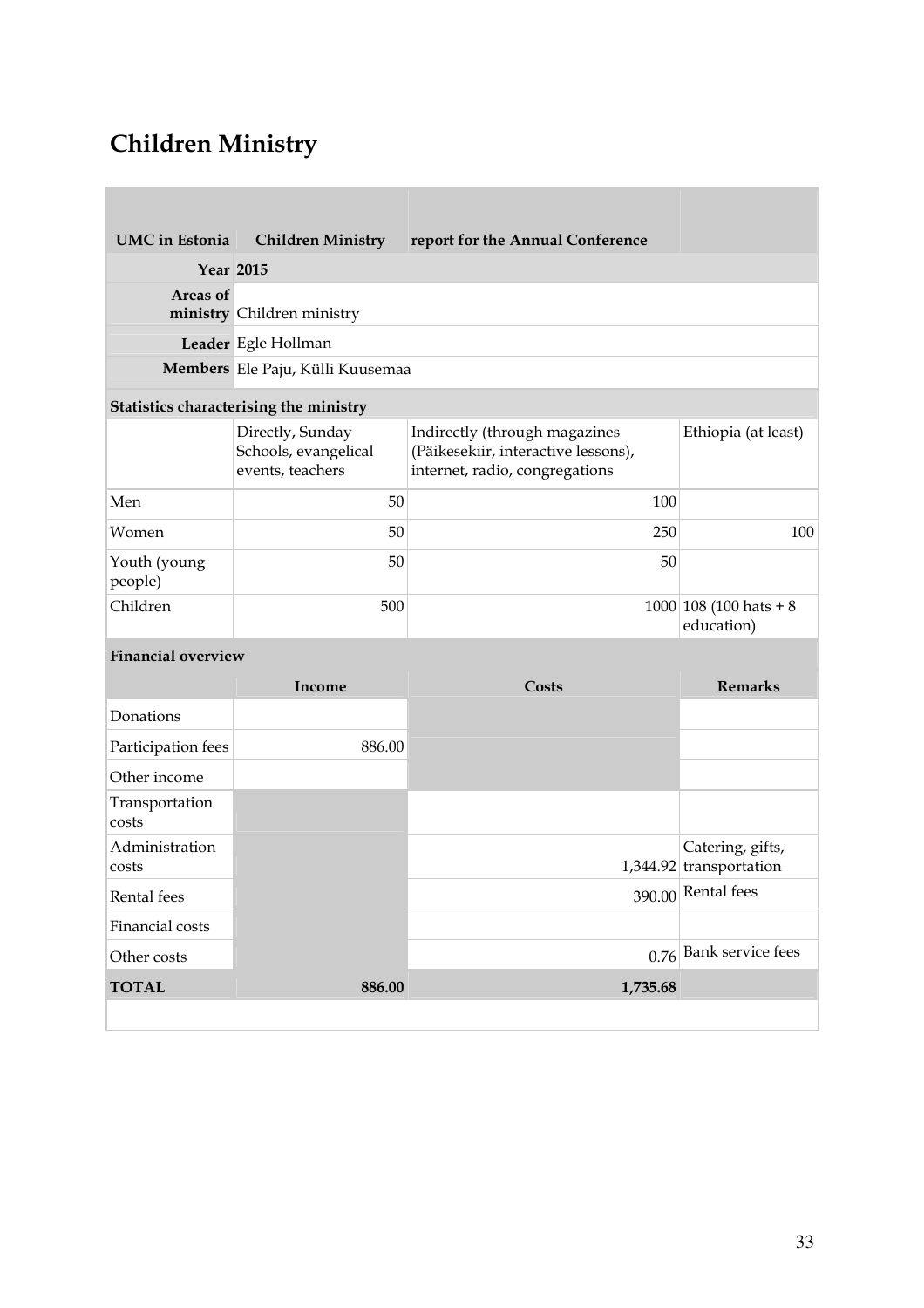# Children Ministry

| UMC in Estonia | Children Ministry | report for the Annual Conference | |
|---|---|---|---|
| **Year** | **2015** | | |
| **Areas of ministry** | Children ministry | | |
| **Leader** | Egle Hollman | | |
| **Members** | Ele Paju, Külli Kuusemaa | | |
| **Statistics characterising the ministry** | | | |
| | Directly, Sunday Schools, evangelical events, teachers | Indirectly (through magazines (Päikesekiir, interactive lessons), internet, radio, congregations | Ethiopia (at least) |
| Men | 50 | 100 | |
| Women | 50 | 250 | 100 |
| Youth (young people) | 50 | 50 | |
| Children | 500 | 1000 | 108 (100 hats + 8 education) |
| **Financial overview** | | | |
| | **Income** | **Costs** | **Remarks** |
| Donations | | | |
| Participation fees | 886.00 | | |
| Other income | | | |
| Transportation costs | | | |
| Administration costs | | 1,344.92 | Catering, gifts, transportation |
| Rental fees | | 390.00 | Rental fees |
| Financial costs | | | |
| Other costs | | 0.76 | Bank service fees |
| **TOTAL** | **886.00** | **1,735.68** | |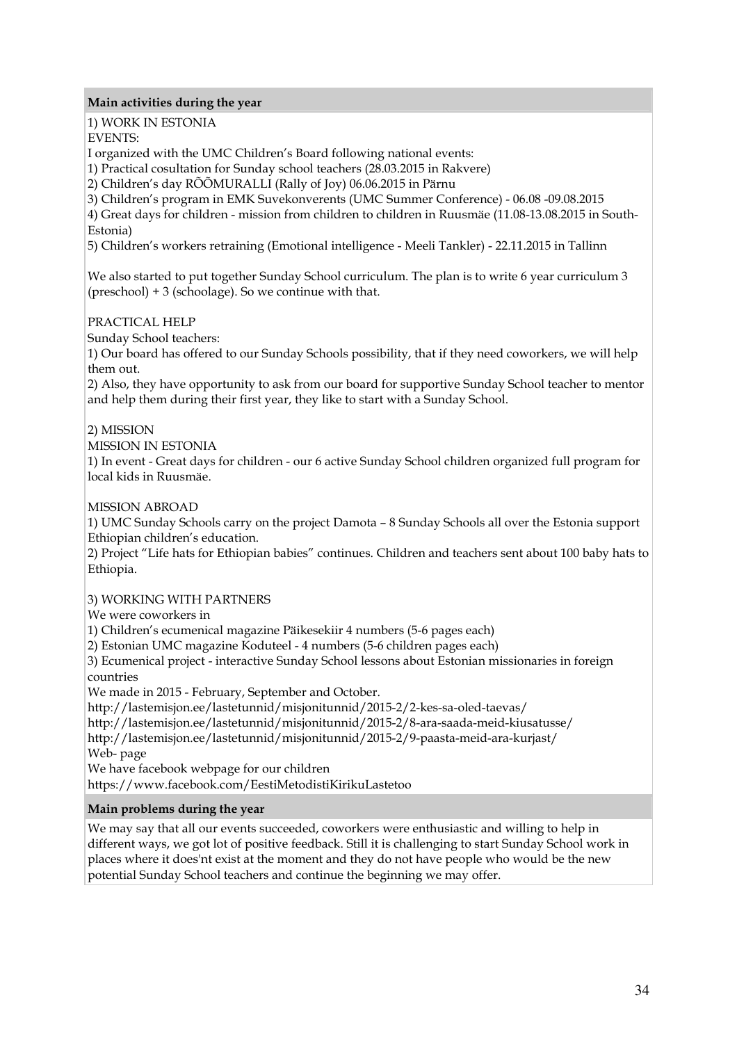**Main activities during the year**

1) WORK IN ESTONIA

EVENTS:

I organized with the UMC Children's Board following national events:

1) Practical cosultation for Sunday school teachers (28.03.2015 in Rakvere)
2) Children's day RÕÕMURALLI (Rally of Joy) 06.06.2015 in Pärnu
3) Children's program in EMK Suvekonverents (UMC Summer Conference) - 06.08 -09.08.2015
4) Great days for children - mission from children to children in Ruusmäe (11.08-13.08.2015 in South-Estonia)
5) Children's workers retraining (Emotional intelligence - Meeli Tankler) - 22.11.2015 in Tallinn

We also started to put together Sunday School curriculum. The plan is to write 6 year curriculum 3 (preschool) + 3 (schoolage). So we continue with that.

PRACTICAL HELP

Sunday School teachers:

1) Our board has offered to our Sunday Schools possibility, that if they need coworkers, we will help them out.
2) Also, they have opportunity to ask from our board for supportive Sunday School teacher to mentor and help them during their first year, they like to start with a Sunday School.

2) MISSION

MISSION IN ESTONIA

1) In event - Great days for children - our 6 active Sunday School children organized full program for local kids in Ruusmäe.

MISSION ABROAD

1) UMC Sunday Schools carry on the project Damota – 8 Sunday Schools all over the Estonia support Ethiopian children's education.
2) Project "Life hats for Ethiopian babies" continues. Children and teachers sent about 100 baby hats to Ethiopia.

3) WORKING WITH PARTNERS

We were coworkers in

1) Children's ecumenical magazine Päikesekiir 4 numbers (5-6 pages each)
2) Estonian UMC magazine Koduteel - 4 numbers (5-6 children pages each)
3) Ecumenical project - interactive Sunday School lessons about Estonian missionaries in foreign countries

We made in 2015 - February, September and October.

http://lastemisjon.ee/lastetunnid/misjonitunnid/2015-2/2-kes-sa-oled-taevas/
http://lastemisjon.ee/lastetunnid/misjonitunnid/2015-2/8-ara-saada-meid-kiusatusse/
http://lastemisjon.ee/lastetunnid/misjonitunnid/2015-2/9-paasta-meid-ara-kurjast/

Web- page

We have facebook webpage for our children
https://www.facebook.com/EestiMetodistiKirikuLastetoo

**Main problems during the year**

We may say that all our events succeeded, coworkers were enthusiastic and willing to help in different ways, we got lot of positive feedback. Still it is challenging to start Sunday School work in places where it does'nt exist at the moment and they do not have people who would be the new potential Sunday School teachers and continue the beginning we may offer.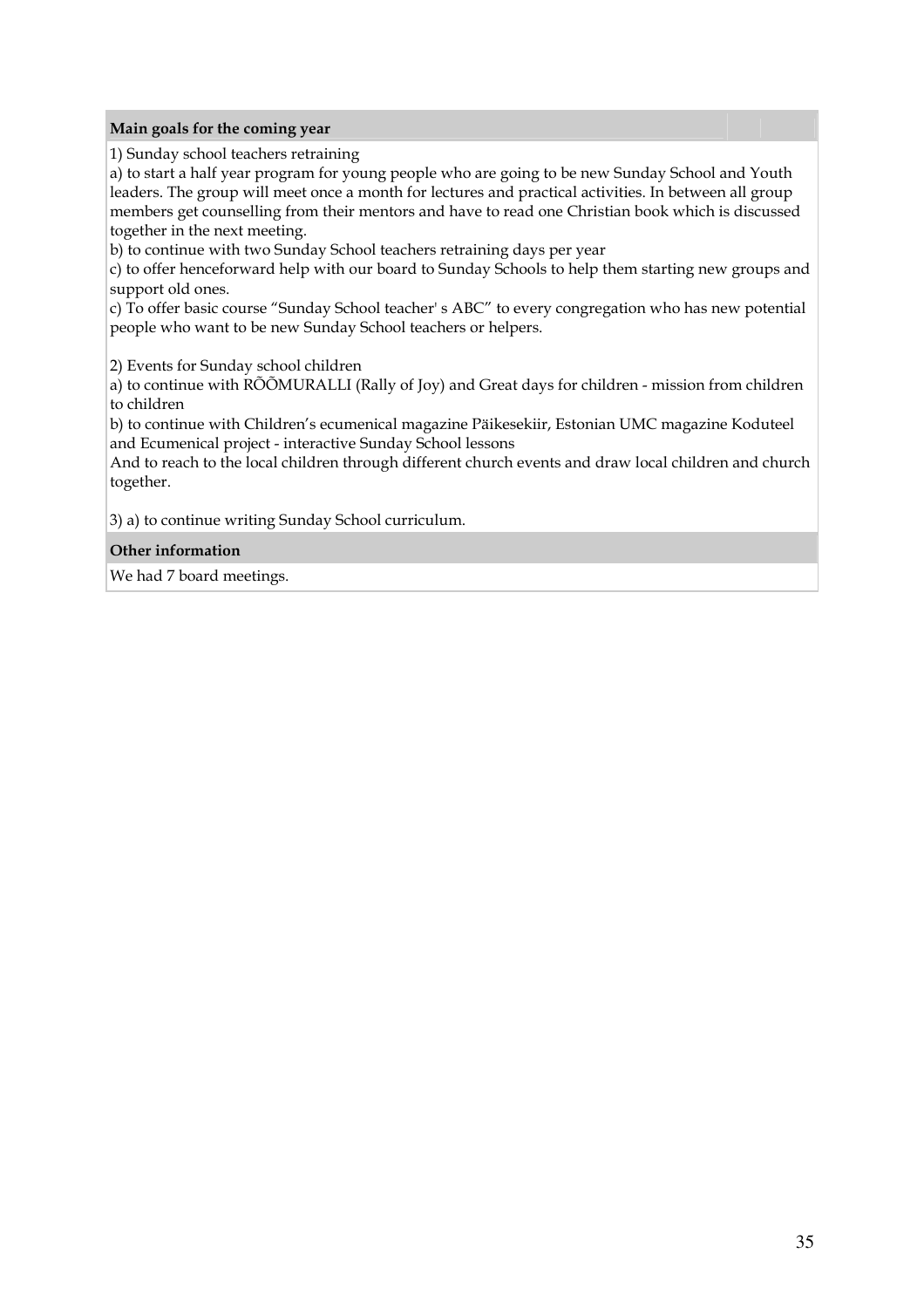**Main goals for the coming year**

1) Sunday school teachers retraining

a) to start a half year program for young people who are going to be new Sunday School and Youth leaders. The group will meet once a month for lectures and practical activities. In between all group members get counselling from their mentors and have to read one Christian book which is discussed together in the next meeting.

b) to continue with two Sunday School teachers retraining days per year

c) to offer henceforward help with our board to Sunday Schools to help them starting new groups and support old ones.

c) To offer basic course "Sunday School teacher' s ABC" to every congregation who has new potential people who want to be new Sunday School teachers or helpers.

2) Events for Sunday school children

a) to continue with RÕÕMURALLI (Rally of Joy) and Great days for children - mission from children to children

b) to continue with Children's ecumenical magazine Päikesekiir, Estonian UMC magazine Koduteel and Ecumenical project - interactive Sunday School lessons

And to reach to the local children through different church events and draw local children and church together.

3) a) to continue writing Sunday School curriculum.

**Other information**

We had 7 board meetings.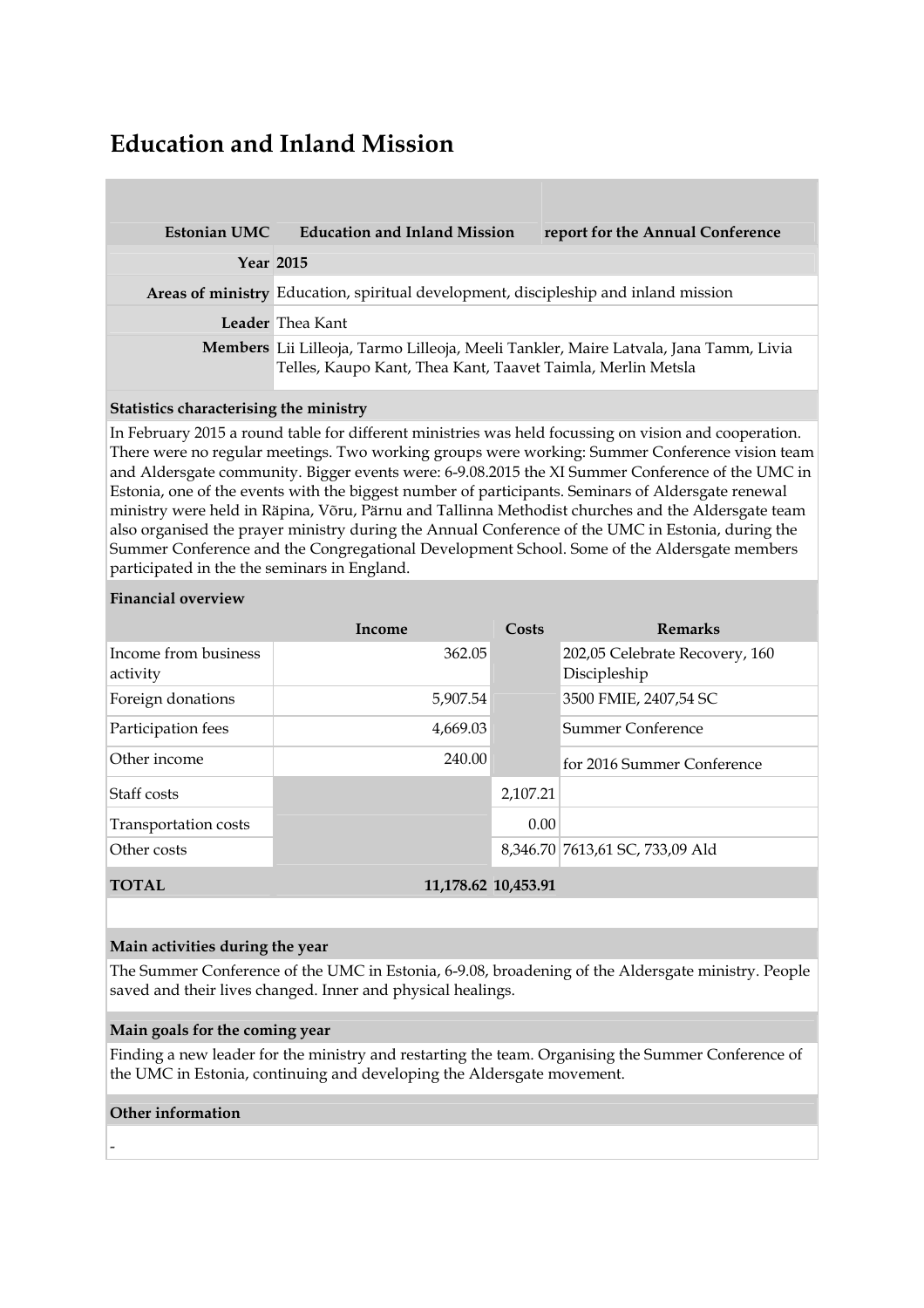## Education and Inland Mission

| Estonian UMC | Education and Inland Mission | report for the Annual Conference |
|---|---|---|
| **Year** | **2015** | |
| **Areas of ministry** | Education, spiritual development, discipleship and inland mission | |
| **Leader** | Thea Kant | |
| **Members** | Lii Lilleoja, Tarmo Lilleoja, Meeli Tankler, Maire Latvala, Jana Tamm, Livia Telles, Kaupo Kant, Thea Kant, Taavet Taimla, Merlin Metsla | |

**Statistics characterising the ministry**

In February 2015 a round table for different ministries was held focussing on vision and cooperation. There were no regular meetings. Two working groups were working: Summer Conference vision team and Aldersgate community. Bigger events were: 6-9.08.2015 the XI Summer Conference of the UMC in Estonia, one of the events with the biggest number of participants. Seminars of Aldersgate renewal ministry were held in Räpina, Võru, Pärnu and Tallinna Methodist churches and the Aldersgate team also organised the prayer ministry during the Annual Conference of the UMC in Estonia, during the Summer Conference and the Congregational Development School. Some of the Aldersgate members participated in the the seminars in England.

**Financial overview**

| | Income | Costs | Remarks |
|---|---|---|---|
| Income from business activity | 362.05 | | 202,05 Celebrate Recovery, 160 Discipleship |
| Foreign donations | 5,907.54 | | 3500 FMIE, 2407,54 SC |
| Participation fees | 4,669.03 | | Summer Conference |
| Other income | 240.00 | | for 2016 Summer Conference |
| Staff costs | | 2,107.21 | |
| Transportation costs | | 0.00 | |
| Other costs | | 8,346.70 | 7613,61 SC, 733,09 Ald |
| **TOTAL** | **11,178.62** | **10,453.91** | |

**Main activities during the year**

The Summer Conference of the UMC in Estonia, 6-9.08, broadening of the Aldersgate ministry. People saved and their lives changed. Inner and physical healings.

**Main goals for the coming year**

Finding a new leader for the ministry and restarting the team. Organising the Summer Conference of the UMC in Estonia, continuing and developing the Aldersgate movement.

**Other information**

-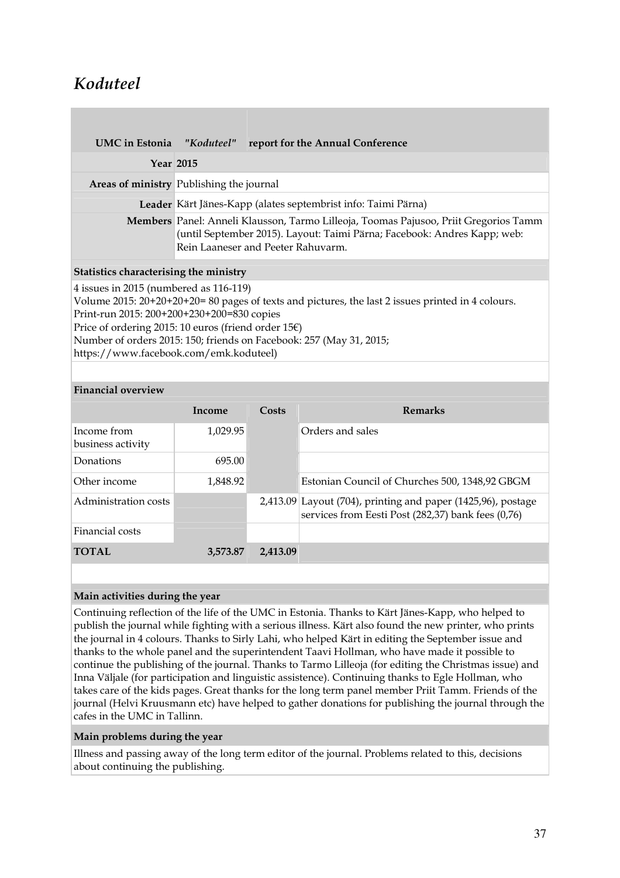# *Koduteel*

| UMC in Estonia | *"Koduteel"* | report for the Annual Conference |
|---|---|---|
| **Year** | **2015** | |
| **Areas of ministry** | Publishing the journal | |
| **Leader** | Kärt Jänes-Kapp (alates septembrist info: Taimi Pärna) | |
| **Members** | Panel: Anneli Klausson, Tarmo Lilleoja, Toomas Pajusoo, Priit Gregorios Tamm (until September 2015). Layout: Taimi Pärna; Facebook: Andres Kapp; web: Rein Laaneser and Peeter Rahuvarm. | |

**Statistics characterising the ministry**

4 issues in 2015 (numbered as 116-119)
Volume 2015: 20+20+20+20= 80 pages of texts and pictures, the last 2 issues printed in 4 colours.
Print-run 2015: 200+200+230+200=830 copies
Price of ordering 2015: 10 euros (friend order 15€)
Number of orders 2015: 150; friends on Facebook: 257 (May 31, 2015; https://www.facebook.com/emk.koduteel)

**Financial overview**

| | Income | Costs | Remarks |
|---|---|---|---|
| Income from business activity | 1,029.95 | | Orders and sales |
| Donations | 695.00 | | |
| Other income | 1,848.92 | | Estonian Council of Churches 500, 1348,92 GBGM |
| Administration costs | | 2,413.09 | Layout (704), printing and paper (1425,96), postage services from Eesti Post (282,37) bank fees (0,76) |
| Financial costs | | | |
| **TOTAL** | **3,573.87** | **2,413.09** | |

**Main activities during the year**

Continuing reflection of the life of the UMC in Estonia. Thanks to Kärt Jänes-Kapp, who helped to publish the journal while fighting with a serious illness. Kärt also found the new printer, who prints the journal in 4 colours. Thanks to Sirly Lahi, who helped Kärt in editing the September issue and thanks to the whole panel and the superintendent Taavi Hollman, who have made it possible to continue the publishing of the journal. Thanks to Tarmo Lilleoja (for editing the Christmas issue) and Inna Väljale (for participation and linguistic assistence). Continuing thanks to Egle Hollman, who takes care of the kids pages. Great thanks for the long term panel member Priit Tamm. Friends of the journal (Helvi Kruusmann etc) have helped to gather donations for publishing the journal through the cafes in the UMC in Tallinn.

**Main problems during the year**

Illness and passing away of the long term editor of the journal. Problems related to this, decisions about continuing the publishing.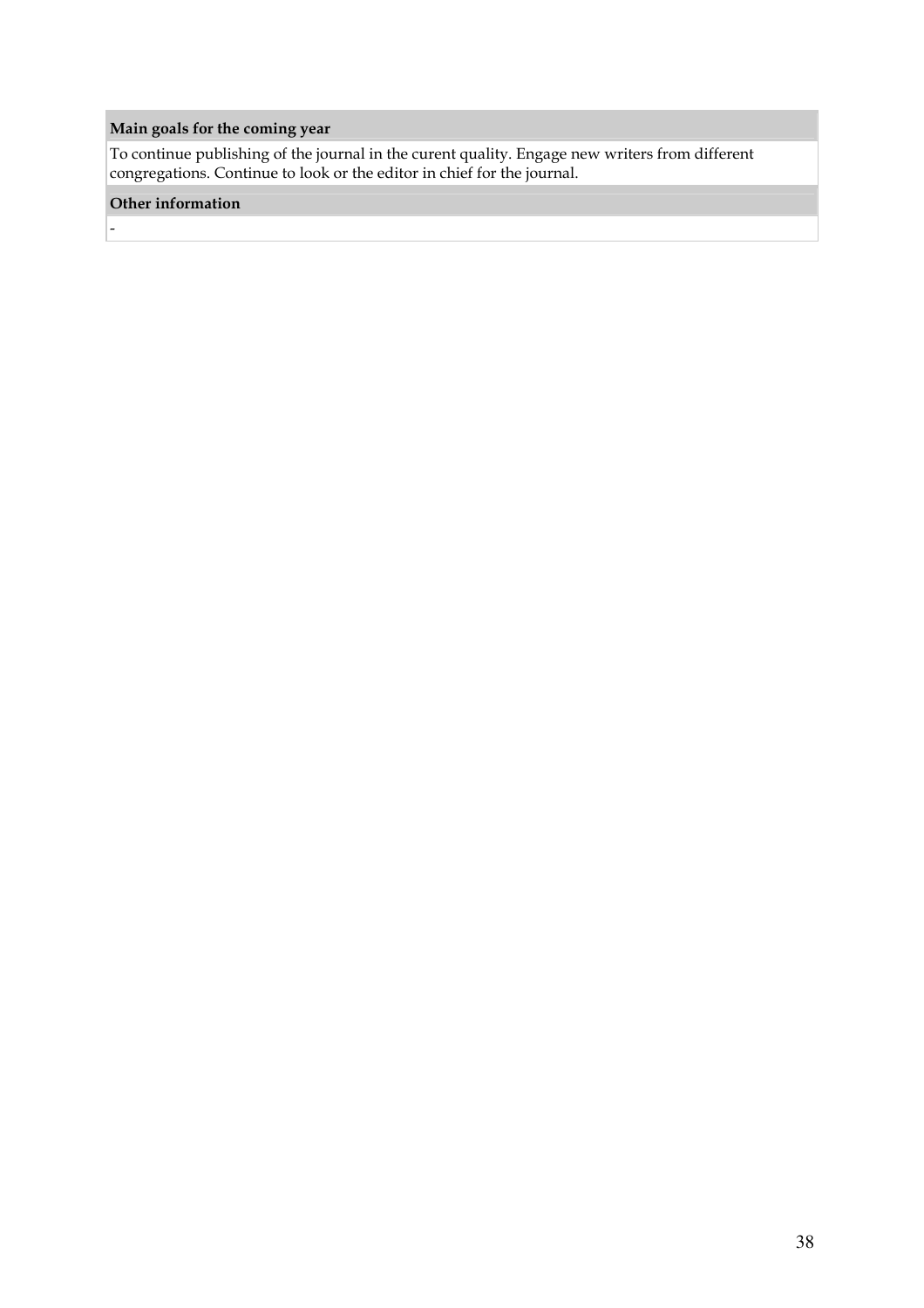**Main goals for the coming year**

To continue publishing of the journal in the curent quality. Engage new writers from different congregations. Continue to look or the editor in chief for the journal.

**Other information**

-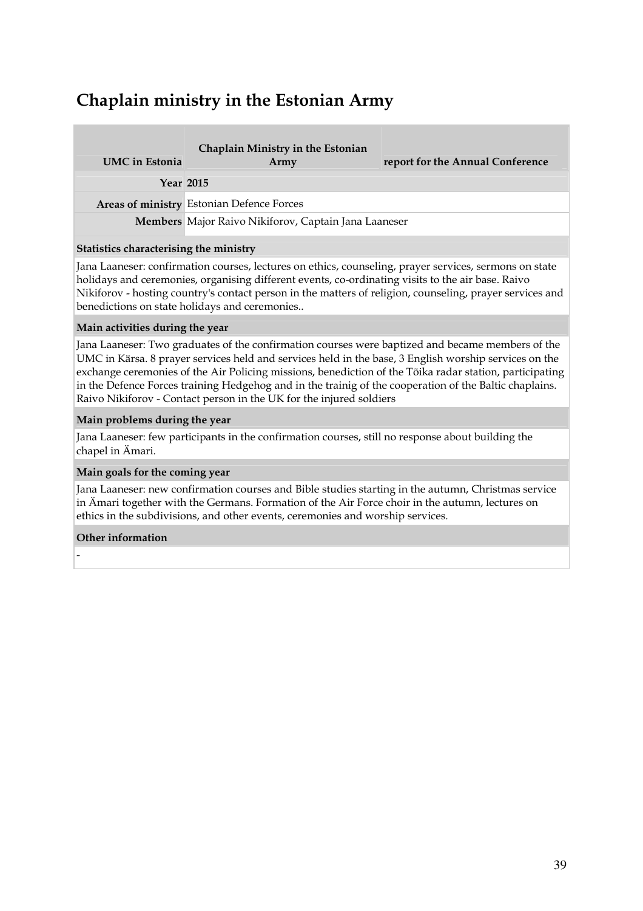# Chaplain ministry in the Estonian Army

| UMC in Estonia | Chaplain Ministry in the Estonian Army | report for the Annual Conference |
|---|---|---|
| **Year** | **2015** | |
| **Areas of ministry** | Estonian Defence Forces | |
| **Members** | Major Raivo Nikiforov, Captain Jana Laaneser | |

**Statistics characterising the ministry**

Jana Laaneser: confirmation courses, lectures on ethics, counseling, prayer services, sermons on state holidays and ceremonies, organising different events, co-ordinating visits to the air base. Raivo Nikiforov - hosting country's contact person in the matters of religion, counseling, prayer services and benedictions on state holidays and ceremonies..

**Main activities during the year**

Jana Laaneser: Two graduates of the confirmation courses were baptized and became members of the UMC in Kärsa. 8 prayer services held and services held in the base, 3 English worship services on the exchange ceremonies of the Air Policing missions, benediction of the Tõika radar station, participating in the Defence Forces training Hedgehog and in the trainig of the cooperation of the Baltic chaplains. Raivo Nikiforov - Contact person in the UK for the injured soldiers

**Main problems during the year**

Jana Laaneser: few participants in the confirmation courses, still no response about building the chapel in Ämari.

**Main goals for the coming year**

Jana Laaneser: new confirmation courses and Bible studies starting in the autumn, Christmas service in Ämari together with the Germans. Formation of the Air Force choir in the autumn, lectures on ethics in the subdivisions, and other events, ceremonies and worship services.

**Other information**

-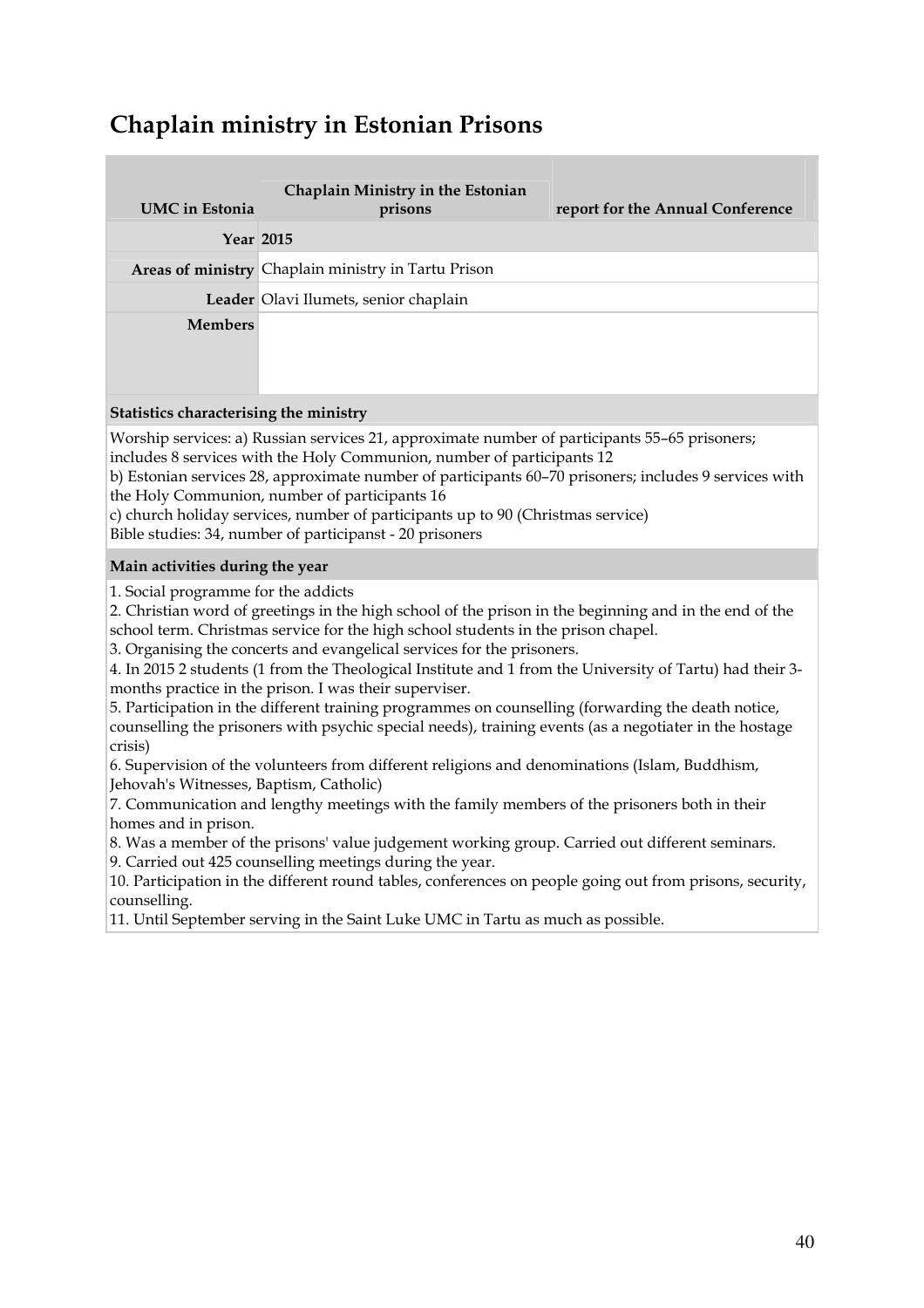# Chaplain ministry in Estonian Prisons

| UMC in Estonia | Chaplain Ministry in the Estonian prisons | report for the Annual Conference |
|---|---|---|
| **Year** | **2015** | |
| **Areas of ministry** | Chaplain ministry in Tartu Prison | |
| **Leader** | Olavi Ilumets, senior chaplain | |
| **Members** | | |

**Statistics characterising the ministry**

Worship services: a) Russian services 21, approximate number of participants 55–65 prisoners; includes 8 services with the Holy Communion, number of participants 12
b) Estonian services 28, approximate number of participants 60–70 prisoners; includes 9 services with the Holy Communion, number of participants 16
c) church holiday services, number of participants up to 90 (Christmas service)
Bible studies: 34, number of participanst - 20 prisoners

**Main activities during the year**

1. Social programme for the addicts
2. Christian word of greetings in the high school of the prison in the beginning and in the end of the school term. Christmas service for the high school students in the prison chapel.
3. Organising the concerts and evangelical services for the prisoners.
4. In 2015 2 students (1 from the Theological Institute and 1 from the University of Tartu) had their 3-months practice in the prison. I was their superviser.
5. Participation in the different training programmes on counselling (forwarding the death notice, counselling the prisoners with psychic special needs), training events (as a negotiater in the hostage crisis)
6. Supervision of the volunteers from different religions and denominations (Islam, Buddhism, Jehovah's Witnesses, Baptism, Catholic)
7. Communication and lengthy meetings with the family members of the prisoners both in their homes and in prison.
8. Was a member of the prisons' value judgement working group. Carried out different seminars.
9. Carried out 425 counselling meetings during the year.
10. Participation in the different round tables, conferences on people going out from prisons, security, counselling.
11. Until September serving in the Saint Luke UMC in Tartu as much as possible.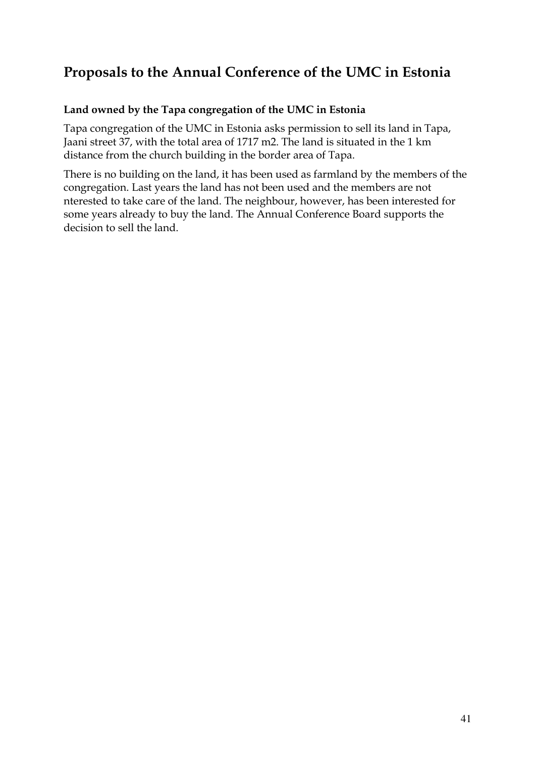# Proposals to the Annual Conference of the UMC in Estonia

**Land owned by the Tapa congregation of the UMC in Estonia**

Tapa congregation of the UMC in Estonia asks permission to sell its land in Tapa, Jaani street 37, with the total area of 1717 m2. The land is situated in the 1 km distance from the church building in the border area of Tapa.

There is no building on the land, it has been used as farmland by the members of the congregation. Last years the land has not been used and the members are not nterested to take care of the land. The neighbour, however, has been interested for some years already to buy the land. The Annual Conference Board supports the decision to sell the land.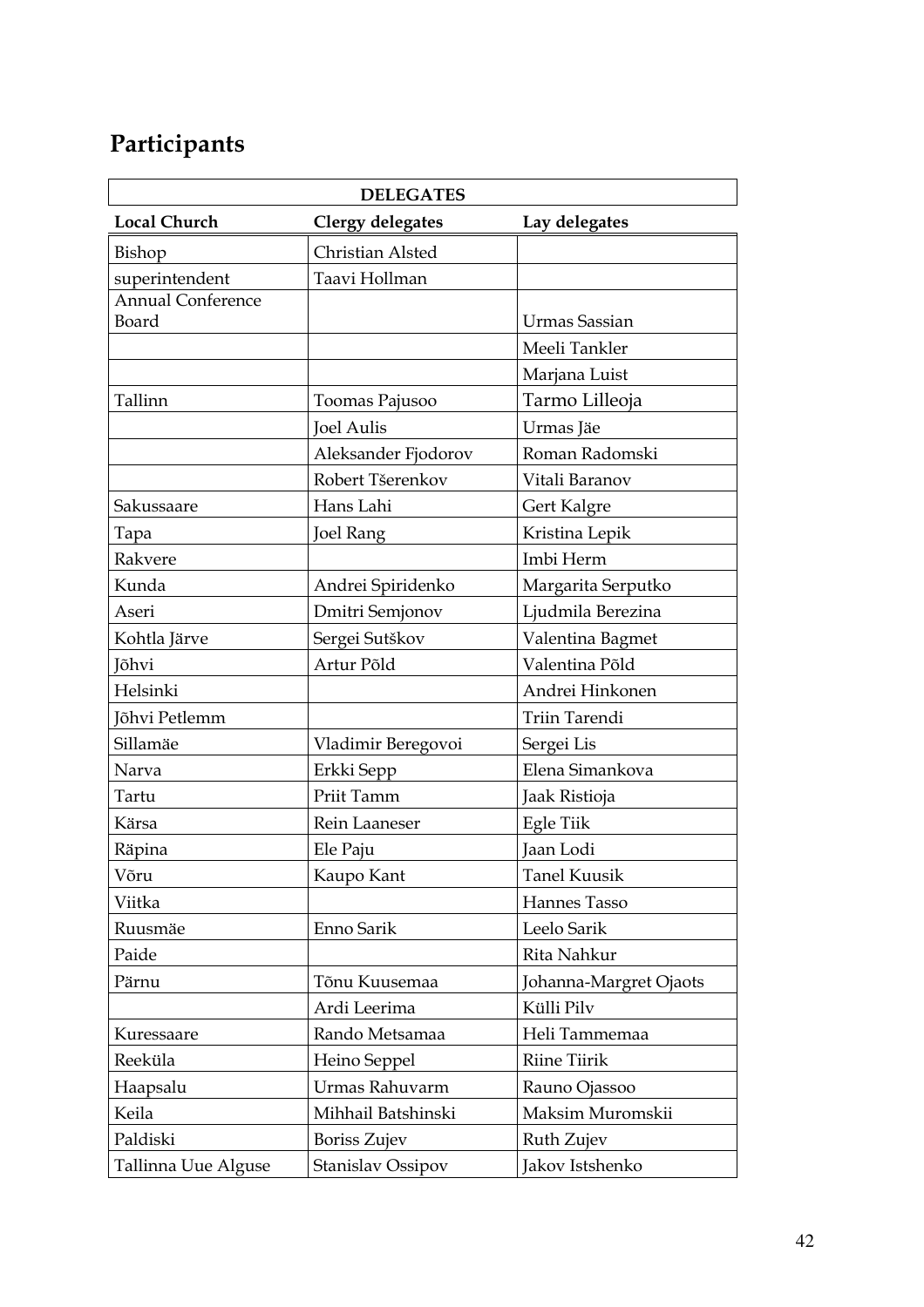# Participants

| DELEGATES | | |
|---|---|---|
| **Local Church** | **Clergy delegates** | **Lay delegates** |
| Bishop | Christian Alsted | |
| superintendent | Taavi Hollman | |
| Annual Conference Board | | Urmas Sassian |
| | | Meeli Tankler |
| | | Marjana Luist |
| Tallinn | Toomas Pajusoo | Tarmo Lilleoja |
| | Joel Aulis | Urmas Jäe |
| | Aleksander Fjodorov | Roman Radomski |
| | Robert Tšerenkov | Vitali Baranov |
| Sakussaare | Hans Lahi | Gert Kalgre |
| Tapa | Joel Rang | Kristina Lepik |
| Rakvere | | Imbi Herm |
| Kunda | Andrei Spiridenko | Margarita Serputko |
| Aseri | Dmitri Semjonov | Ljudmila Berezina |
| Kohtla Järve | Sergei Sutškov | Valentina Bagmet |
| Jõhvi | Artur Põld | Valentina Põld |
| Helsinki | | Andrei Hinkonen |
| Jõhvi Petlemm | | Triin Tarendi |
| Sillamäe | Vladimir Beregovoi | Sergei Lis |
| Narva | Erkki Sepp | Elena Simankova |
| Tartu | Priit Tamm | Jaak Ristioja |
| Kärsa | Rein Laaneser | Egle Tiik |
| Räpina | Ele Paju | Jaan Lodi |
| Võru | Kaupo Kant | Tanel Kuusik |
| Viitka | | Hannes Tasso |
| Ruusmäe | Enno Sarik | Leelo Sarik |
| Paide | | Rita Nahkur |
| Pärnu | Tõnu Kuusemaa | Johanna-Margret Ojaots |
| | Ardi Leerima | Külli Pilv |
| Kuressaare | Rando Metsamaa | Heli Tammemaa |
| Reeküla | Heino Seppel | Riine Tiirik |
| Haapsalu | Urmas Rahuvarm | Rauno Ojassoo |
| Keila | Mihhail Batshinski | Maksim Muromskii |
| Paldiski | Boriss Zujev | Ruth Zujev |
| Tallinna Uue Alguse | Stanislav Ossipov | Jakov Istshenko |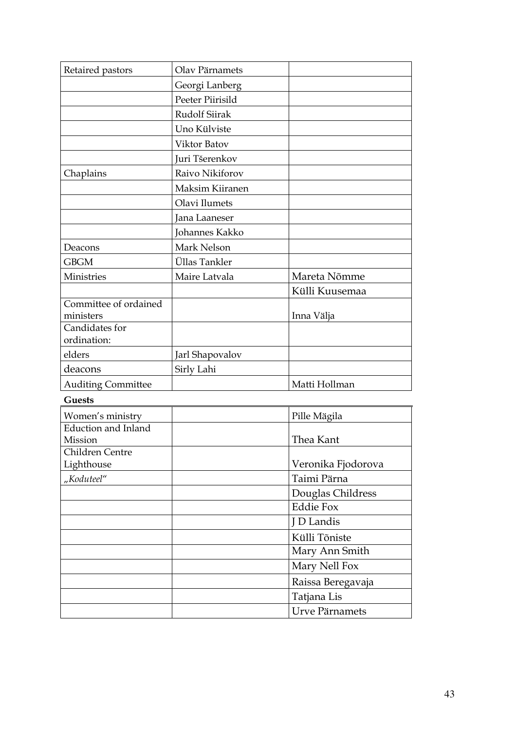| | | |
|---|---|---|
| Retaired pastors | Olav Pärnamets | |
| | Georgi Lanberg | |
| | Peeter Piirisild | |
| | Rudolf Siirak | |
| | Uno Külviste | |
| | Viktor Batov | |
| | Juri Tšerenkov | |
| Chaplains | Raivo Nikiforov | |
| | Maksim Kiiranen | |
| | Olavi Ilumets | |
| | Jana Laaneser | |
| | Johannes Kakko | |
| Deacons | Mark Nelson | |
| GBGM | Üllas Tankler | |
| Ministries | Maire Latvala | Mareta Nõmme |
| | | Külli Kuusemaa |
| Committee of ordained ministers | | Inna Välja |
| Candidates for ordination: | | |
| elders | Jarl Shapovalov | |
| deacons | Sirly Lahi | |
| Auditing Committee | | Matti Hollman |

**Guests**

| | | |
|---|---|---|
| Women's ministry | | Pille Mägila |
| Eduction and Inland Mission | | Thea Kant |
| Children Centre Lighthouse | | Veronika Fjodorova |
| *„Koduteel"* | | Taimi Pärna |
| | | Douglas Childress |
| | | Eddie Fox |
| | | J D Landis |
| | | Külli Tõniste |
| | | Mary Ann Smith |
| | | Mary Nell Fox |
| | | Raissa Beregavaja |
| | | Tatjana Lis |
| | | Urve Pärnamets |